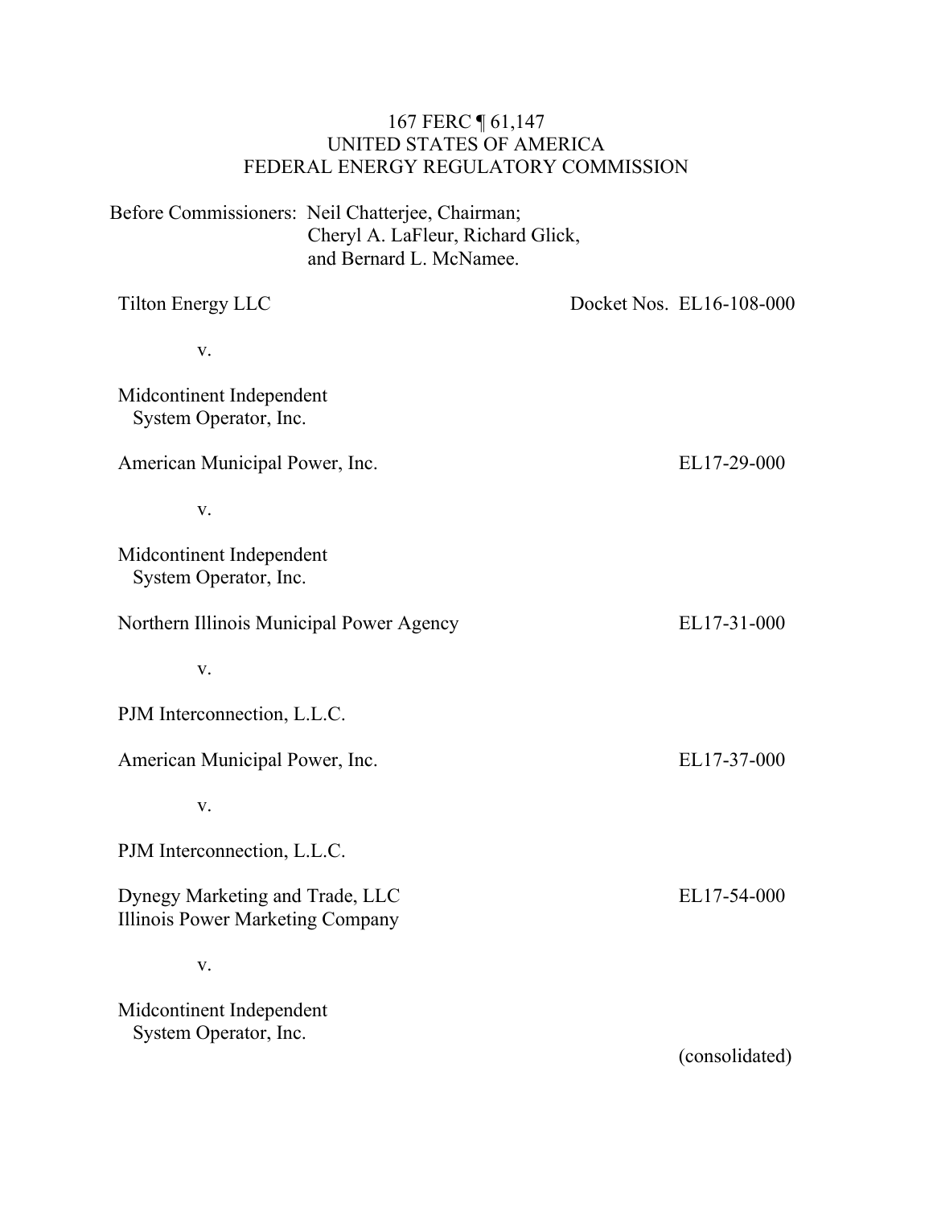167 FERC ¶ 61,147
UNITED STATES OF AMERICA
FEDERAL ENERGY REGULATORY COMMISSION

Before Commissioners: Neil Chatterjee, Chairman;
Cheryl A. LaFleur, Richard Glick,
and Bernard L. McNamee.

| | |
|---|---|
| Tilton Energy LLC<br><br>v.<br><br>Midcontinent Independent System Operator, Inc. | Docket Nos. EL16-108-000 |
| American Municipal Power, Inc.<br><br>v.<br><br>Midcontinent Independent System Operator, Inc. | EL17-29-000 |
| Northern Illinois Municipal Power Agency<br><br>v.<br><br>PJM Interconnection, L.L.C. | EL17-31-000 |
| American Municipal Power, Inc.<br><br>v.<br><br>PJM Interconnection, L.L.C. | EL17-37-000 |
| Dynegy Marketing and Trade, LLC<br>Illinois Power Marketing Company<br><br>v.<br><br>Midcontinent Independent System Operator, Inc. | EL17-54-000 |
| | (consolidated) |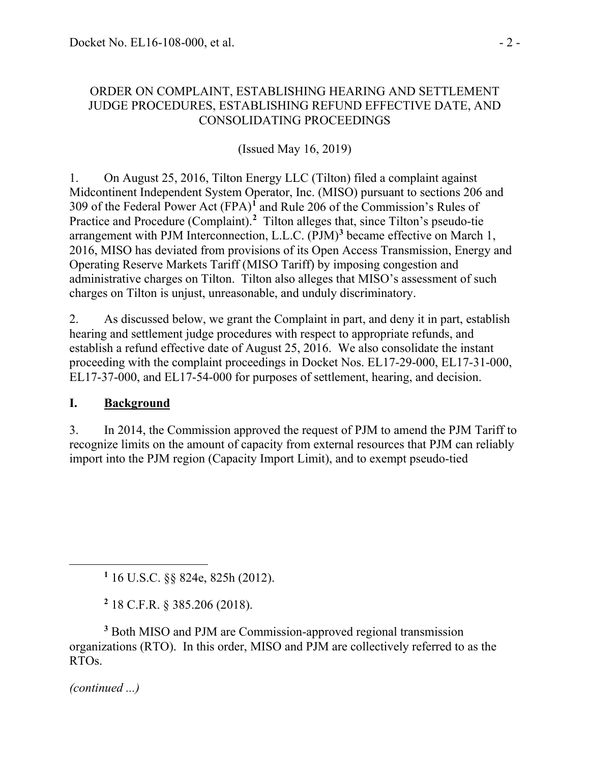ORDER ON COMPLAINT, ESTABLISHING HEARING AND SETTLEMENT JUDGE PROCEDURES, ESTABLISHING REFUND EFFECTIVE DATE, AND CONSOLIDATING PROCEEDINGS

(Issued May 16, 2019)

1. On August 25, 2016, Tilton Energy LLC (Tilton) filed a complaint against Midcontinent Independent System Operator, Inc. (MISO) pursuant to sections 206 and 309 of the Federal Power Act (FPA)[1] and Rule 206 of the Commission's Rules of Practice and Procedure (Complaint).[2] Tilton alleges that, since Tilton's pseudo-tie arrangement with PJM Interconnection, L.L.C. (PJM)[3] became effective on March 1, 2016, MISO has deviated from provisions of its Open Access Transmission, Energy and Operating Reserve Markets Tariff (MISO Tariff) by imposing congestion and administrative charges on Tilton. Tilton also alleges that MISO's assessment of such charges on Tilton is unjust, unreasonable, and unduly discriminatory.

2. As discussed below, we grant the Complaint in part, and deny it in part, establish hearing and settlement judge procedures with respect to appropriate refunds, and establish a refund effective date of August 25, 2016. We also consolidate the instant proceeding with the complaint proceedings in Docket Nos. EL17-29-000, EL17-31-000, EL17-37-000, and EL17-54-000 for purposes of settlement, hearing, and decision.

## I. Background

3. In 2014, the Commission approved the request of PJM to amend the PJM Tariff to recognize limits on the amount of capacity from external resources that PJM can reliably import into the PJM region (Capacity Import Limit), and to exempt pseudo-tied

---

[1] 16 U.S.C. §§ 824e, 825h (2012).

[2] 18 C.F.R. § 385.206 (2018).

[3] Both MISO and PJM are Commission-approved regional transmission organizations (RTO). In this order, MISO and PJM are collectively referred to as the RTOs.

*(continued ...)*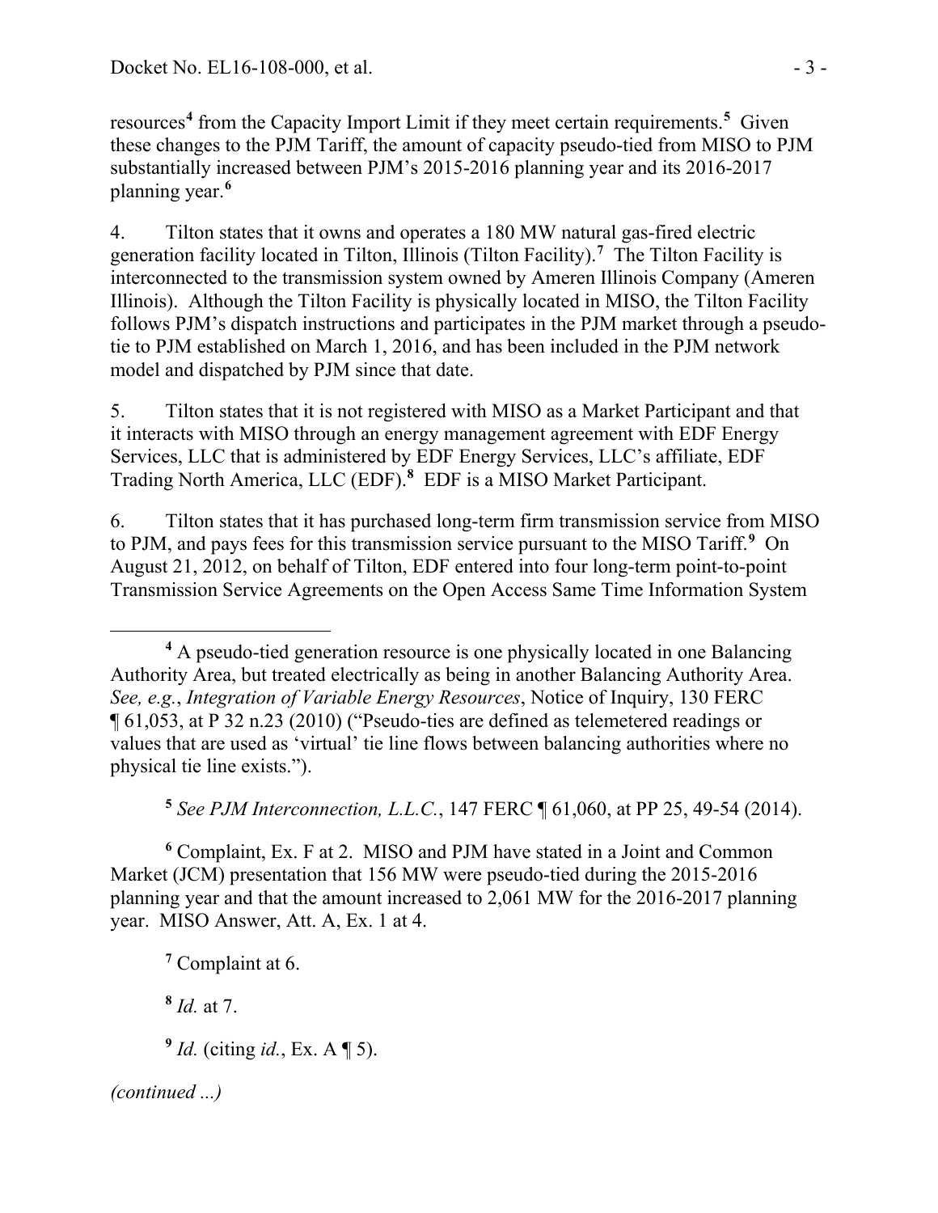resources[4] from the Capacity Import Limit if they meet certain requirements.[5] Given these changes to the PJM Tariff, the amount of capacity pseudo-tied from MISO to PJM substantially increased between PJM's 2015-2016 planning year and its 2016-2017 planning year.[6]

4. Tilton states that it owns and operates a 180 MW natural gas-fired electric generation facility located in Tilton, Illinois (Tilton Facility).[7] The Tilton Facility is interconnected to the transmission system owned by Ameren Illinois Company (Ameren Illinois). Although the Tilton Facility is physically located in MISO, the Tilton Facility follows PJM's dispatch instructions and participates in the PJM market through a pseudo-tie to PJM established on March 1, 2016, and has been included in the PJM network model and dispatched by PJM since that date.

5. Tilton states that it is not registered with MISO as a Market Participant and that it interacts with MISO through an energy management agreement with EDF Energy Services, LLC that is administered by EDF Energy Services, LLC's affiliate, EDF Trading North America, LLC (EDF).[8] EDF is a MISO Market Participant.

6. Tilton states that it has purchased long-term firm transmission service from MISO to PJM, and pays fees for this transmission service pursuant to the MISO Tariff.[9] On August 21, 2012, on behalf of Tilton, EDF entered into four long-term point-to-point Transmission Service Agreements on the Open Access Same Time Information System

---

[4] A pseudo-tied generation resource is one physically located in one Balancing Authority Area, but treated electrically as being in another Balancing Authority Area. *See, e.g.*, *Integration of Variable Energy Resources*, Notice of Inquiry, 130 FERC ¶ 61,053, at P 32 n.23 (2010) ("Pseudo-ties are defined as telemetered readings or values that are used as 'virtual' tie line flows between balancing authorities where no physical tie line exists.").

[5] *See PJM Interconnection, L.L.C.*, 147 FERC ¶ 61,060, at PP 25, 49-54 (2014).

[6] Complaint, Ex. F at 2. MISO and PJM have stated in a Joint and Common Market (JCM) presentation that 156 MW were pseudo-tied during the 2015-2016 planning year and that the amount increased to 2,061 MW for the 2016-2017 planning year. MISO Answer, Att. A, Ex. 1 at 4.

[7] Complaint at 6.

[8] *Id.* at 7.

[9] *Id.* (citing *id.*, Ex. A ¶ 5).

*(continued ...)*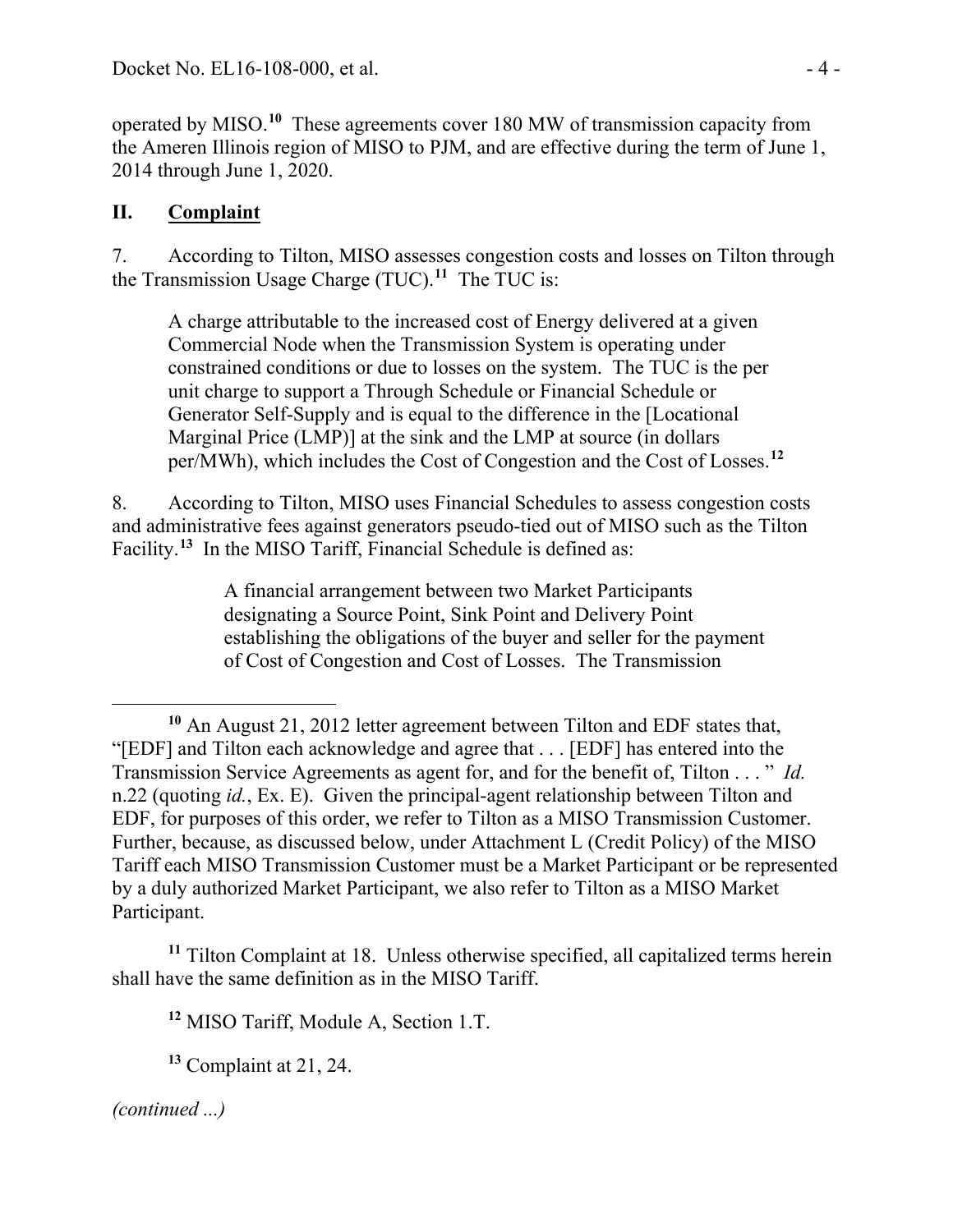operated by MISO.[10] These agreements cover 180 MW of transmission capacity from the Ameren Illinois region of MISO to PJM, and are effective during the term of June 1, 2014 through June 1, 2020.

## II. Complaint

7. According to Tilton, MISO assesses congestion costs and losses on Tilton through the Transmission Usage Charge (TUC).[11] The TUC is:

> A charge attributable to the increased cost of Energy delivered at a given Commercial Node when the Transmission System is operating under constrained conditions or due to losses on the system. The TUC is the per unit charge to support a Through Schedule or Financial Schedule or Generator Self-Supply and is equal to the difference in the [Locational Marginal Price (LMP)] at the sink and the LMP at source (in dollars per/MWh), which includes the Cost of Congestion and the Cost of Losses.[12]

8. According to Tilton, MISO uses Financial Schedules to assess congestion costs and administrative fees against generators pseudo-tied out of MISO such as the Tilton Facility.[13] In the MISO Tariff, Financial Schedule is defined as:

> A financial arrangement between two Market Participants designating a Source Point, Sink Point and Delivery Point establishing the obligations of the buyer and seller for the payment of Cost of Congestion and Cost of Losses. The Transmission

---

[10] An August 21, 2012 letter agreement between Tilton and EDF states that, "[EDF] and Tilton each acknowledge and agree that . . . [EDF] has entered into the Transmission Service Agreements as agent for, and for the benefit of, Tilton . . . " *Id.* n.22 (quoting *id.*, Ex. E). Given the principal-agent relationship between Tilton and EDF, for purposes of this order, we refer to Tilton as a MISO Transmission Customer. Further, because, as discussed below, under Attachment L (Credit Policy) of the MISO Tariff each MISO Transmission Customer must be a Market Participant or be represented by a duly authorized Market Participant, we also refer to Tilton as a MISO Market Participant.

[11] Tilton Complaint at 18. Unless otherwise specified, all capitalized terms herein shall have the same definition as in the MISO Tariff.

[12] MISO Tariff, Module A, Section 1.T.

[13] Complaint at 21, 24.

*(continued ...)*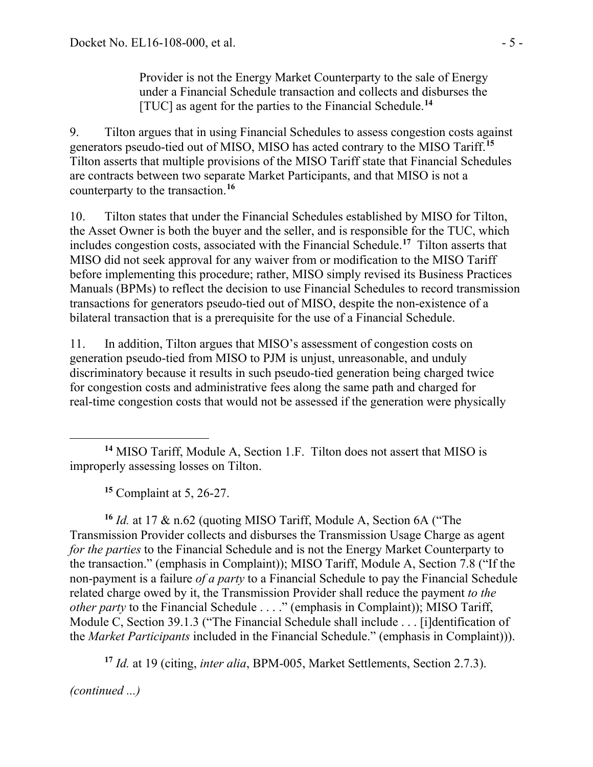Provider is not the Energy Market Counterparty to the sale of Energy under a Financial Schedule transaction and collects and disburses the [TUC] as agent for the parties to the Financial Schedule.[14]

9. Tilton argues that in using Financial Schedules to assess congestion costs against generators pseudo-tied out of MISO, MISO has acted contrary to the MISO Tariff.[15] Tilton asserts that multiple provisions of the MISO Tariff state that Financial Schedules are contracts between two separate Market Participants, and that MISO is not a counterparty to the transaction.[16]

10. Tilton states that under the Financial Schedules established by MISO for Tilton, the Asset Owner is both the buyer and the seller, and is responsible for the TUC, which includes congestion costs, associated with the Financial Schedule.[17] Tilton asserts that MISO did not seek approval for any waiver from or modification to the MISO Tariff before implementing this procedure; rather, MISO simply revised its Business Practices Manuals (BPMs) to reflect the decision to use Financial Schedules to record transmission transactions for generators pseudo-tied out of MISO, despite the non-existence of a bilateral transaction that is a prerequisite for the use of a Financial Schedule.

11. In addition, Tilton argues that MISO's assessment of congestion costs on generation pseudo-tied from MISO to PJM is unjust, unreasonable, and unduly discriminatory because it results in such pseudo-tied generation being charged twice for congestion costs and administrative fees along the same path and charged for real-time congestion costs that would not be assessed if the generation were physically

---

[14] MISO Tariff, Module A, Section 1.F. Tilton does not assert that MISO is improperly assessing losses on Tilton.

[15] Complaint at 5, 26-27.

[16] *Id.* at 17 & n.62 (quoting MISO Tariff, Module A, Section 6A ("The Transmission Provider collects and disburses the Transmission Usage Charge as agent *for the parties* to the Financial Schedule and is not the Energy Market Counterparty to the transaction." (emphasis in Complaint)); MISO Tariff, Module A, Section 7.8 ("If the non-payment is a failure *of a party* to a Financial Schedule to pay the Financial Schedule related charge owed by it, the Transmission Provider shall reduce the payment *to the other party* to the Financial Schedule . . . ." (emphasis in Complaint)); MISO Tariff, Module C, Section 39.1.3 ("The Financial Schedule shall include . . . [i]dentification of the *Market Participants* included in the Financial Schedule." (emphasis in Complaint))).

[17] *Id.* at 19 (citing, *inter alia*, BPM-005, Market Settlements, Section 2.7.3).

*(continued ...)*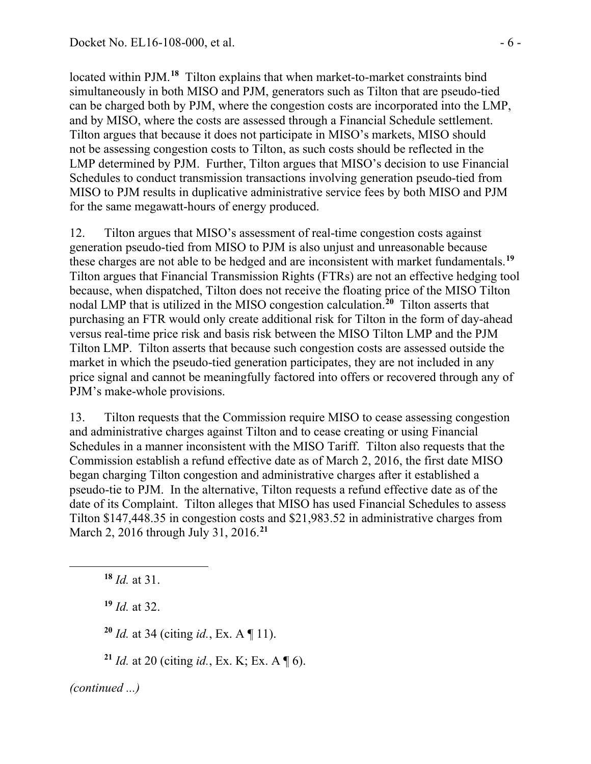located within PJM.[18] Tilton explains that when market-to-market constraints bind simultaneously in both MISO and PJM, generators such as Tilton that are pseudo-tied can be charged both by PJM, where the congestion costs are incorporated into the LMP, and by MISO, where the costs are assessed through a Financial Schedule settlement. Tilton argues that because it does not participate in MISO's markets, MISO should not be assessing congestion costs to Tilton, as such costs should be reflected in the LMP determined by PJM. Further, Tilton argues that MISO's decision to use Financial Schedules to conduct transmission transactions involving generation pseudo-tied from MISO to PJM results in duplicative administrative service fees by both MISO and PJM for the same megawatt-hours of energy produced.

12. Tilton argues that MISO's assessment of real-time congestion costs against generation pseudo-tied from MISO to PJM is also unjust and unreasonable because these charges are not able to be hedged and are inconsistent with market fundamentals.[19] Tilton argues that Financial Transmission Rights (FTRs) are not an effective hedging tool because, when dispatched, Tilton does not receive the floating price of the MISO Tilton nodal LMP that is utilized in the MISO congestion calculation.[20] Tilton asserts that purchasing an FTR would only create additional risk for Tilton in the form of day-ahead versus real-time price risk and basis risk between the MISO Tilton LMP and the PJM Tilton LMP. Tilton asserts that because such congestion costs are assessed outside the market in which the pseudo-tied generation participates, they are not included in any price signal and cannot be meaningfully factored into offers or recovered through any of PJM's make-whole provisions.

13. Tilton requests that the Commission require MISO to cease assessing congestion and administrative charges against Tilton and to cease creating or using Financial Schedules in a manner inconsistent with the MISO Tariff. Tilton also requests that the Commission establish a refund effective date as of March 2, 2016, the first date MISO began charging Tilton congestion and administrative charges after it established a pseudo-tie to PJM. In the alternative, Tilton requests a refund effective date as of the date of its Complaint. Tilton alleges that MISO has used Financial Schedules to assess Tilton $147,448.35 in congestion costs and $21,983.52 in administrative charges from March 2, 2016 through July 31, 2016.[21]

[18] *Id.* at 31.

[19] *Id.* at 32.

[20] *Id.* at 34 (citing *id.*, Ex. A ¶ 11).

[21] *Id.* at 20 (citing *id.*, Ex. K; Ex. A ¶ 6).

*(continued ...)*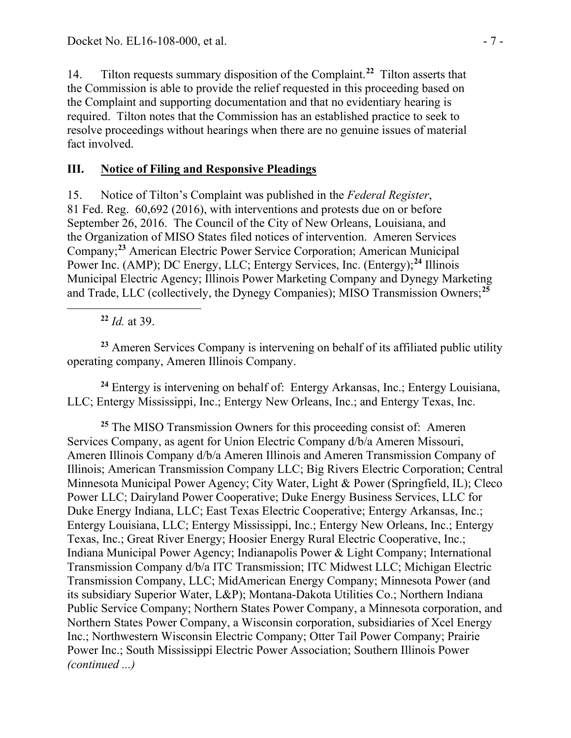14. Tilton requests summary disposition of the Complaint.[22] Tilton asserts that the Commission is able to provide the relief requested in this proceeding based on the Complaint and supporting documentation and that no evidentiary hearing is required. Tilton notes that the Commission has an established practice to seek to resolve proceedings without hearings when there are no genuine issues of material fact involved.

## III. Notice of Filing and Responsive Pleadings

15. Notice of Tilton's Complaint was published in the *Federal Register*, 81 Fed. Reg. 60,692 (2016), with interventions and protests due on or before September 26, 2016. The Council of the City of New Orleans, Louisiana, and the Organization of MISO States filed notices of intervention. Ameren Services Company;[23] American Electric Power Service Corporation; American Municipal Power Inc. (AMP); DC Energy, LLC; Entergy Services, Inc. (Entergy);[24] Illinois Municipal Electric Agency; Illinois Power Marketing Company and Dynegy Marketing and Trade, LLC (collectively, the Dynegy Companies); MISO Transmission Owners;[25]

---

[22] *Id.* at 39.

[23] Ameren Services Company is intervening on behalf of its affiliated public utility operating company, Ameren Illinois Company.

[24] Entergy is intervening on behalf of: Entergy Arkansas, Inc.; Entergy Louisiana, LLC; Entergy Mississippi, Inc.; Entergy New Orleans, Inc.; and Entergy Texas, Inc.

[25] The MISO Transmission Owners for this proceeding consist of: Ameren Services Company, as agent for Union Electric Company d/b/a Ameren Missouri, Ameren Illinois Company d/b/a Ameren Illinois and Ameren Transmission Company of Illinois; American Transmission Company LLC; Big Rivers Electric Corporation; Central Minnesota Municipal Power Agency; City Water, Light & Power (Springfield, IL); Cleco Power LLC; Dairyland Power Cooperative; Duke Energy Business Services, LLC for Duke Energy Indiana, LLC; East Texas Electric Cooperative; Entergy Arkansas, Inc.; Entergy Louisiana, LLC; Entergy Mississippi, Inc.; Entergy New Orleans, Inc.; Entergy Texas, Inc.; Great River Energy; Hoosier Energy Rural Electric Cooperative, Inc.; Indiana Municipal Power Agency; Indianapolis Power & Light Company; International Transmission Company d/b/a ITC Transmission; ITC Midwest LLC; Michigan Electric Transmission Company, LLC; MidAmerican Energy Company; Minnesota Power (and its subsidiary Superior Water, L&P); Montana-Dakota Utilities Co.; Northern Indiana Public Service Company; Northern States Power Company, a Minnesota corporation, and Northern States Power Company, a Wisconsin corporation, subsidiaries of Xcel Energy Inc.; Northwestern Wisconsin Electric Company; Otter Tail Power Company; Prairie Power Inc.; South Mississippi Electric Power Association; Southern Illinois Power *(continued ...)*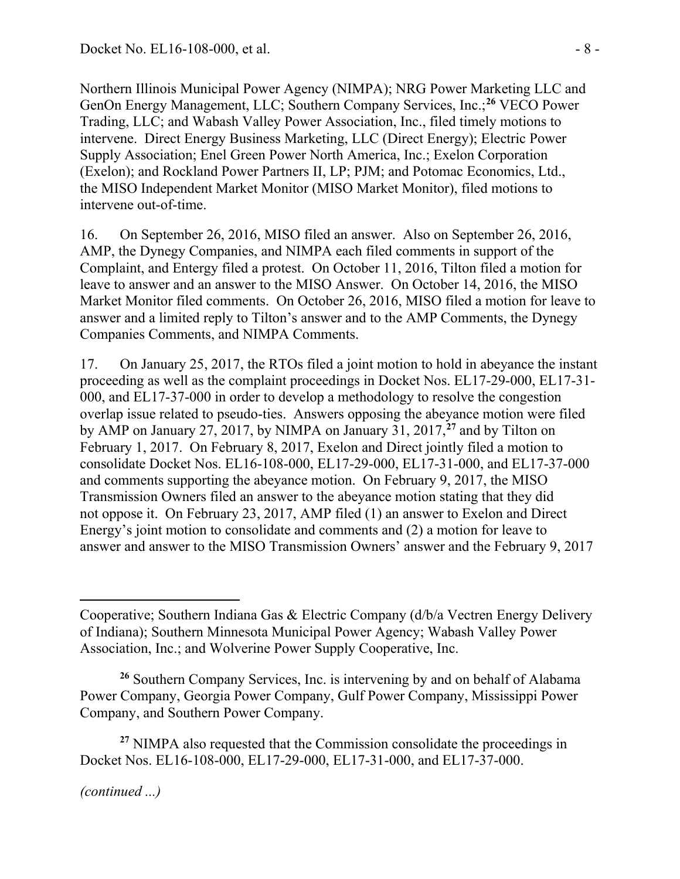Northern Illinois Municipal Power Agency (NIMPA); NRG Power Marketing LLC and GenOn Energy Management, LLC; Southern Company Services, Inc.;[26] VECO Power Trading, LLC; and Wabash Valley Power Association, Inc., filed timely motions to intervene. Direct Energy Business Marketing, LLC (Direct Energy); Electric Power Supply Association; Enel Green Power North America, Inc.; Exelon Corporation (Exelon); and Rockland Power Partners II, LP; PJM; and Potomac Economics, Ltd., the MISO Independent Market Monitor (MISO Market Monitor), filed motions to intervene out-of-time.

16. On September 26, 2016, MISO filed an answer. Also on September 26, 2016, AMP, the Dynegy Companies, and NIMPA each filed comments in support of the Complaint, and Entergy filed a protest. On October 11, 2016, Tilton filed a motion for leave to answer and an answer to the MISO Answer. On October 14, 2016, the MISO Market Monitor filed comments. On October 26, 2016, MISO filed a motion for leave to answer and a limited reply to Tilton's answer and to the AMP Comments, the Dynegy Companies Comments, and NIMPA Comments.

17. On January 25, 2017, the RTOs filed a joint motion to hold in abeyance the instant proceeding as well as the complaint proceedings in Docket Nos. EL17-29-000, EL17-31-000, and EL17-37-000 in order to develop a methodology to resolve the congestion overlap issue related to pseudo-ties. Answers opposing the abeyance motion were filed by AMP on January 27, 2017, by NIMPA on January 31, 2017,[27] and by Tilton on February 1, 2017. On February 8, 2017, Exelon and Direct jointly filed a motion to consolidate Docket Nos. EL16-108-000, EL17-29-000, EL17-31-000, and EL17-37-000 and comments supporting the abeyance motion. On February 9, 2017, the MISO Transmission Owners filed an answer to the abeyance motion stating that they did not oppose it. On February 23, 2017, AMP filed (1) an answer to Exelon and Direct Energy's joint motion to consolidate and comments and (2) a motion for leave to answer and answer to the MISO Transmission Owners' answer and the February 9, 2017

---

Cooperative; Southern Indiana Gas & Electric Company (d/b/a Vectren Energy Delivery of Indiana); Southern Minnesota Municipal Power Agency; Wabash Valley Power Association, Inc.; and Wolverine Power Supply Cooperative, Inc.

[26] Southern Company Services, Inc. is intervening by and on behalf of Alabama Power Company, Georgia Power Company, Gulf Power Company, Mississippi Power Company, and Southern Power Company.

[27] NIMPA also requested that the Commission consolidate the proceedings in Docket Nos. EL16-108-000, EL17-29-000, EL17-31-000, and EL17-37-000.

*(continued ...)*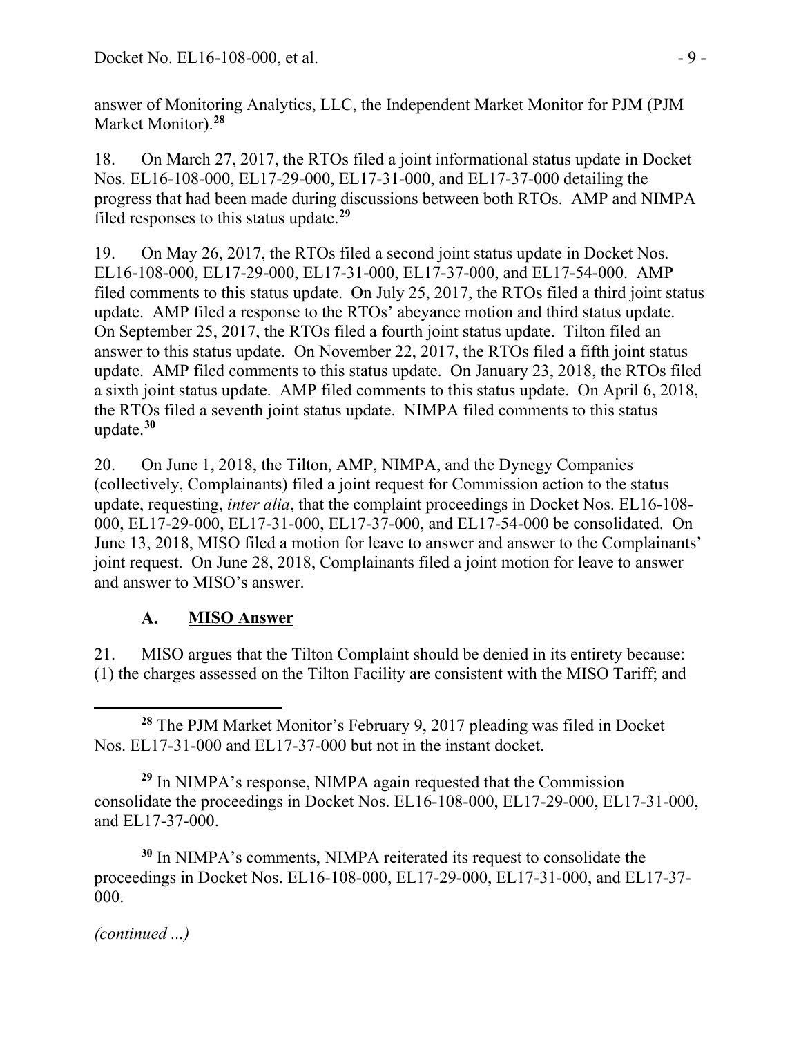answer of Monitoring Analytics, LLC, the Independent Market Monitor for PJM (PJM Market Monitor).[28]

18. On March 27, 2017, the RTOs filed a joint informational status update in Docket Nos. EL16-108-000, EL17-29-000, EL17-31-000, and EL17-37-000 detailing the progress that had been made during discussions between both RTOs. AMP and NIMPA filed responses to this status update.[29]

19. On May 26, 2017, the RTOs filed a second joint status update in Docket Nos. EL16-108-000, EL17-29-000, EL17-31-000, EL17-37-000, and EL17-54-000. AMP filed comments to this status update. On July 25, 2017, the RTOs filed a third joint status update. AMP filed a response to the RTOs' abeyance motion and third status update. On September 25, 2017, the RTOs filed a fourth joint status update. Tilton filed an answer to this status update. On November 22, 2017, the RTOs filed a fifth joint status update. AMP filed comments to this status update. On January 23, 2018, the RTOs filed a sixth joint status update. AMP filed comments to this status update. On April 6, 2018, the RTOs filed a seventh joint status update. NIMPA filed comments to this status update.[30]

20. On June 1, 2018, the Tilton, AMP, NIMPA, and the Dynegy Companies (collectively, Complainants) filed a joint request for Commission action to the status update, requesting, *inter alia*, that the complaint proceedings in Docket Nos. EL16-108-000, EL17-29-000, EL17-31-000, EL17-37-000, and EL17-54-000 be consolidated. On June 13, 2018, MISO filed a motion for leave to answer and answer to the Complainants' joint request. On June 28, 2018, Complainants filed a joint motion for leave to answer and answer to MISO's answer.

### A. MISO Answer

21. MISO argues that the Tilton Complaint should be denied in its entirety because: (1) the charges assessed on the Tilton Facility are consistent with the MISO Tariff; and

[28] The PJM Market Monitor's February 9, 2017 pleading was filed in Docket Nos. EL17-31-000 and EL17-37-000 but not in the instant docket.

[29] In NIMPA's response, NIMPA again requested that the Commission consolidate the proceedings in Docket Nos. EL16-108-000, EL17-29-000, EL17-31-000, and EL17-37-000.

[30] In NIMPA's comments, NIMPA reiterated its request to consolidate the proceedings in Docket Nos. EL16-108-000, EL17-29-000, EL17-31-000, and EL17-37-000.

*(continued ...)*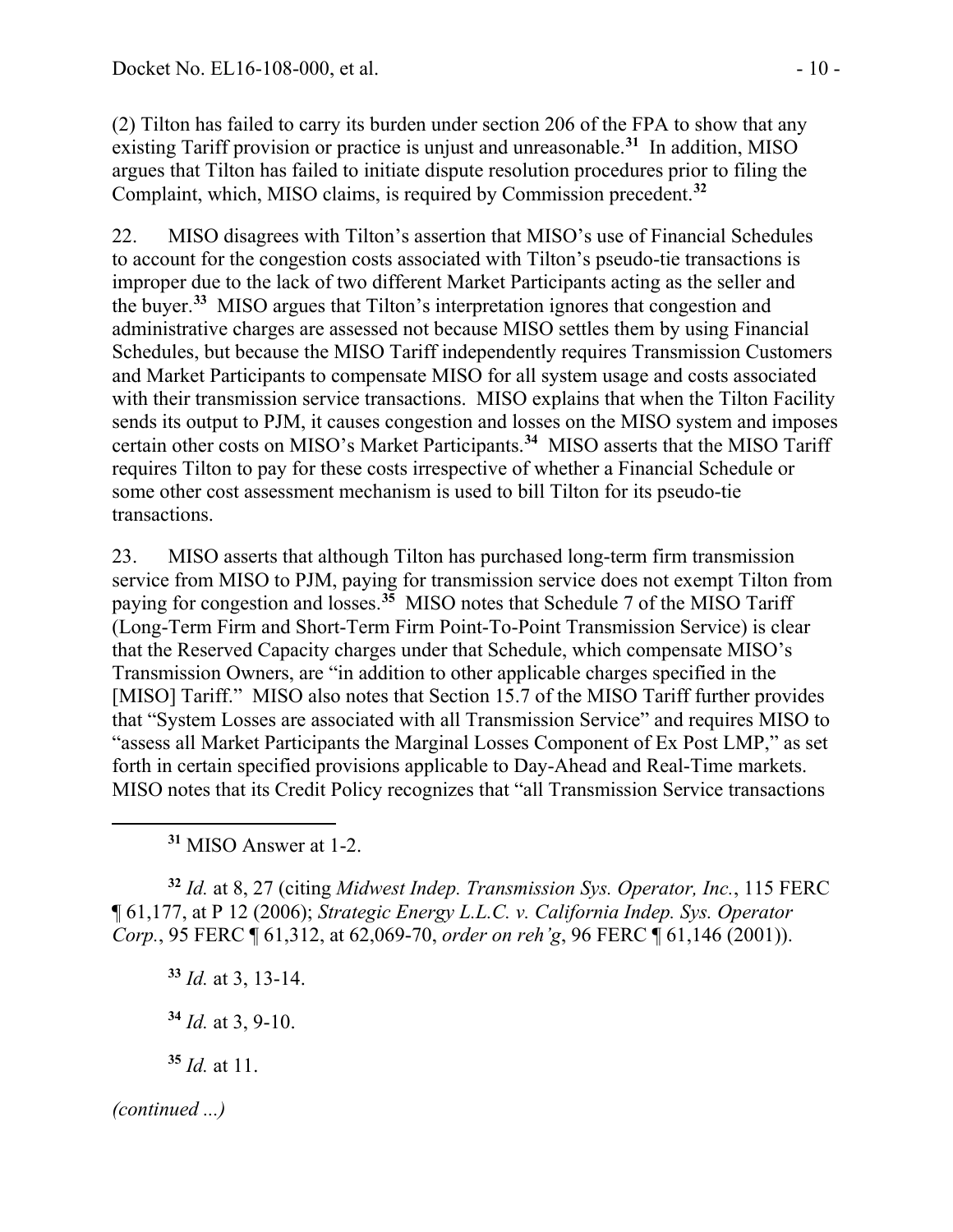(2) Tilton has failed to carry its burden under section 206 of the FPA to show that any existing Tariff provision or practice is unjust and unreasonable.[31] In addition, MISO argues that Tilton has failed to initiate dispute resolution procedures prior to filing the Complaint, which, MISO claims, is required by Commission precedent.[32]

22. MISO disagrees with Tilton's assertion that MISO's use of Financial Schedules to account for the congestion costs associated with Tilton's pseudo-tie transactions is improper due to the lack of two different Market Participants acting as the seller and the buyer.[33] MISO argues that Tilton's interpretation ignores that congestion and administrative charges are assessed not because MISO settles them by using Financial Schedules, but because the MISO Tariff independently requires Transmission Customers and Market Participants to compensate MISO for all system usage and costs associated with their transmission service transactions. MISO explains that when the Tilton Facility sends its output to PJM, it causes congestion and losses on the MISO system and imposes certain other costs on MISO's Market Participants.[34] MISO asserts that the MISO Tariff requires Tilton to pay for these costs irrespective of whether a Financial Schedule or some other cost assessment mechanism is used to bill Tilton for its pseudo-tie transactions.

23. MISO asserts that although Tilton has purchased long-term firm transmission service from MISO to PJM, paying for transmission service does not exempt Tilton from paying for congestion and losses.[35] MISO notes that Schedule 7 of the MISO Tariff (Long-Term Firm and Short-Term Firm Point-To-Point Transmission Service) is clear that the Reserved Capacity charges under that Schedule, which compensate MISO's Transmission Owners, are "in addition to other applicable charges specified in the [MISO] Tariff." MISO also notes that Section 15.7 of the MISO Tariff further provides that "System Losses are associated with all Transmission Service" and requires MISO to "assess all Market Participants the Marginal Losses Component of Ex Post LMP," as set forth in certain specified provisions applicable to Day-Ahead and Real-Time markets. MISO notes that its Credit Policy recognizes that "all Transmission Service transactions

---

[31] MISO Answer at 1-2.

[32] *Id.* at 8, 27 (citing *Midwest Indep. Transmission Sys. Operator, Inc.*, 115 FERC ¶ 61,177, at P 12 (2006); *Strategic Energy L.L.C. v. California Indep. Sys. Operator Corp.*, 95 FERC ¶ 61,312, at 62,069-70, *order on reh'g*, 96 FERC ¶ 61,146 (2001)).

[33] *Id.* at 3, 13-14.

[34] *Id.* at 3, 9-10.

[35] *Id.* at 11.

*(continued ...)*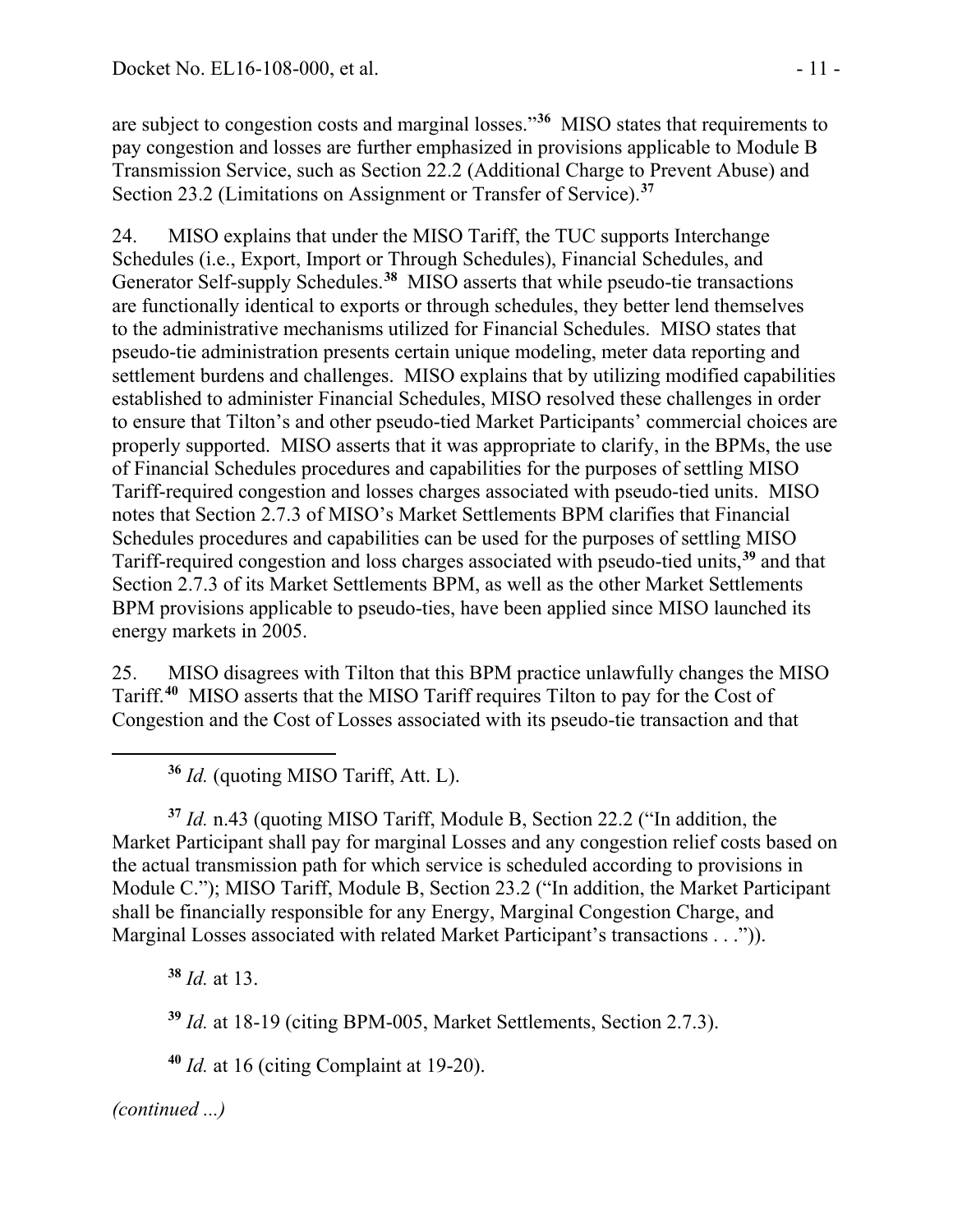are subject to congestion costs and marginal losses."[36] MISO states that requirements to pay congestion and losses are further emphasized in provisions applicable to Module B Transmission Service, such as Section 22.2 (Additional Charge to Prevent Abuse) and Section 23.2 (Limitations on Assignment or Transfer of Service).[37]

24. MISO explains that under the MISO Tariff, the TUC supports Interchange Schedules (i.e., Export, Import or Through Schedules), Financial Schedules, and Generator Self-supply Schedules.[38] MISO asserts that while pseudo-tie transactions are functionally identical to exports or through schedules, they better lend themselves to the administrative mechanisms utilized for Financial Schedules. MISO states that pseudo-tie administration presents certain unique modeling, meter data reporting and settlement burdens and challenges. MISO explains that by utilizing modified capabilities established to administer Financial Schedules, MISO resolved these challenges in order to ensure that Tilton's and other pseudo-tied Market Participants' commercial choices are properly supported. MISO asserts that it was appropriate to clarify, in the BPMs, the use of Financial Schedules procedures and capabilities for the purposes of settling MISO Tariff-required congestion and losses charges associated with pseudo-tied units. MISO notes that Section 2.7.3 of MISO's Market Settlements BPM clarifies that Financial Schedules procedures and capabilities can be used for the purposes of settling MISO Tariff-required congestion and loss charges associated with pseudo-tied units,[39] and that Section 2.7.3 of its Market Settlements BPM, as well as the other Market Settlements BPM provisions applicable to pseudo-ties, have been applied since MISO launched its energy markets in 2005.

25. MISO disagrees with Tilton that this BPM practice unlawfully changes the MISO Tariff.[40] MISO asserts that the MISO Tariff requires Tilton to pay for the Cost of Congestion and the Cost of Losses associated with its pseudo-tie transaction and that

---

[36] *Id.* (quoting MISO Tariff, Att. L).

[37] *Id.* n.43 (quoting MISO Tariff, Module B, Section 22.2 ("In addition, the Market Participant shall pay for marginal Losses and any congestion relief costs based on the actual transmission path for which service is scheduled according to provisions in Module C."); MISO Tariff, Module B, Section 23.2 ("In addition, the Market Participant shall be financially responsible for any Energy, Marginal Congestion Charge, and Marginal Losses associated with related Market Participant's transactions . . .")).

[38] *Id.* at 13.

[39] *Id.* at 18-19 (citing BPM-005, Market Settlements, Section 2.7.3).

[40] *Id.* at 16 (citing Complaint at 19-20).

*(continued ...)*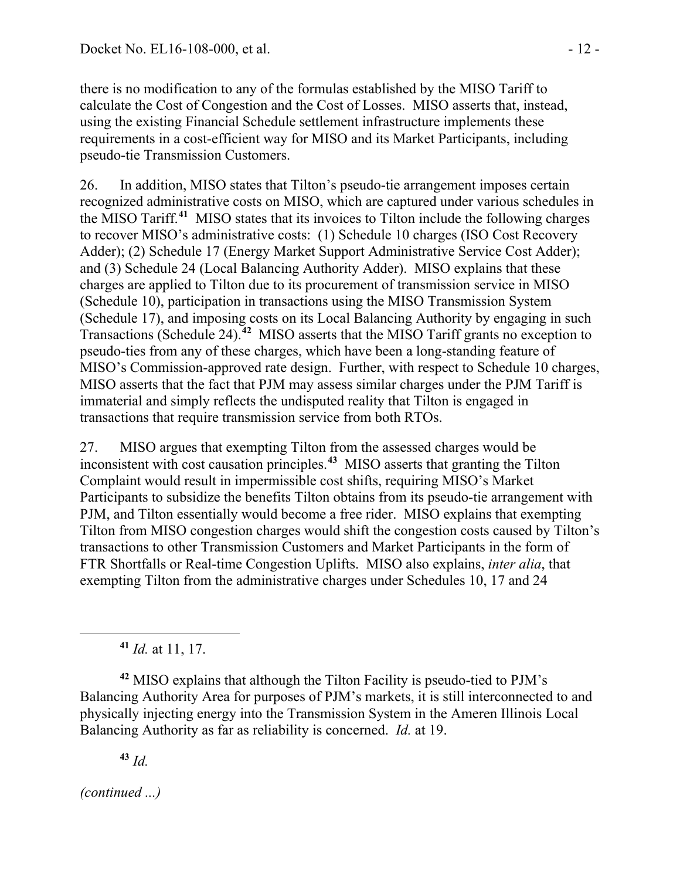there is no modification to any of the formulas established by the MISO Tariff to calculate the Cost of Congestion and the Cost of Losses. MISO asserts that, instead, using the existing Financial Schedule settlement infrastructure implements these requirements in a cost-efficient way for MISO and its Market Participants, including pseudo-tie Transmission Customers.

26. In addition, MISO states that Tilton's pseudo-tie arrangement imposes certain recognized administrative costs on MISO, which are captured under various schedules in the MISO Tariff.[41] MISO states that its invoices to Tilton include the following charges to recover MISO's administrative costs: (1) Schedule 10 charges (ISO Cost Recovery Adder); (2) Schedule 17 (Energy Market Support Administrative Service Cost Adder); and (3) Schedule 24 (Local Balancing Authority Adder). MISO explains that these charges are applied to Tilton due to its procurement of transmission service in MISO (Schedule 10), participation in transactions using the MISO Transmission System (Schedule 17), and imposing costs on its Local Balancing Authority by engaging in such Transactions (Schedule 24).[42] MISO asserts that the MISO Tariff grants no exception to pseudo-ties from any of these charges, which have been a long-standing feature of MISO's Commission-approved rate design. Further, with respect to Schedule 10 charges, MISO asserts that the fact that PJM may assess similar charges under the PJM Tariff is immaterial and simply reflects the undisputed reality that Tilton is engaged in transactions that require transmission service from both RTOs.

27. MISO argues that exempting Tilton from the assessed charges would be inconsistent with cost causation principles.[43] MISO asserts that granting the Tilton Complaint would result in impermissible cost shifts, requiring MISO's Market Participants to subsidize the benefits Tilton obtains from its pseudo-tie arrangement with PJM, and Tilton essentially would become a free rider. MISO explains that exempting Tilton from MISO congestion charges would shift the congestion costs caused by Tilton's transactions to other Transmission Customers and Market Participants in the form of FTR Shortfalls or Real-time Congestion Uplifts. MISO also explains, *inter alia*, that exempting Tilton from the administrative charges under Schedules 10, 17 and 24

[41] *Id.* at 11, 17.

[42] MISO explains that although the Tilton Facility is pseudo-tied to PJM's Balancing Authority Area for purposes of PJM's markets, it is still interconnected to and physically injecting energy into the Transmission System in the Ameren Illinois Local Balancing Authority as far as reliability is concerned. *Id.* at 19.

[43] *Id.*

*(continued ...)*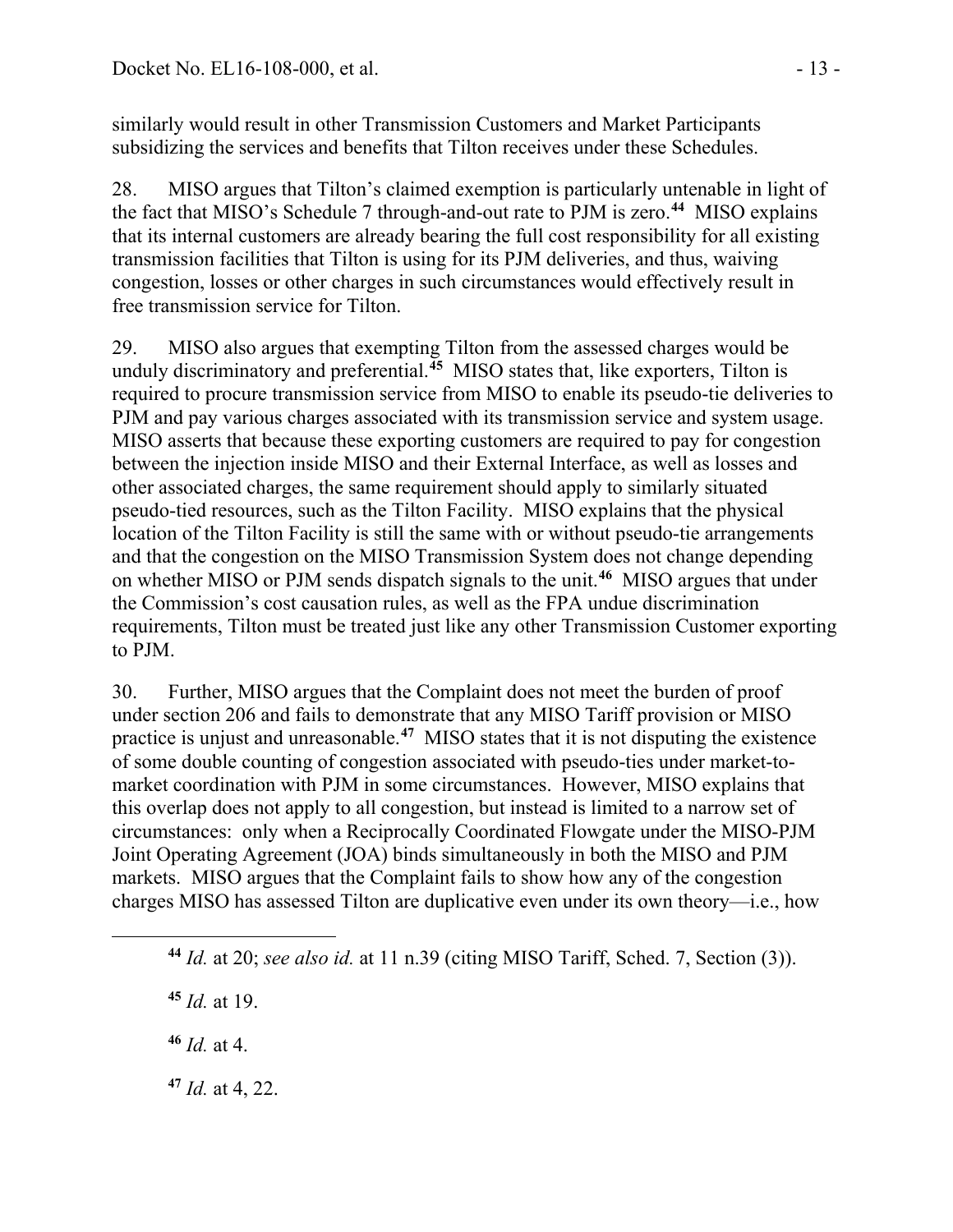similarly would result in other Transmission Customers and Market Participants subsidizing the services and benefits that Tilton receives under these Schedules.

28. MISO argues that Tilton's claimed exemption is particularly untenable in light of the fact that MISO's Schedule 7 through-and-out rate to PJM is zero.[44] MISO explains that its internal customers are already bearing the full cost responsibility for all existing transmission facilities that Tilton is using for its PJM deliveries, and thus, waiving congestion, losses or other charges in such circumstances would effectively result in free transmission service for Tilton.

29. MISO also argues that exempting Tilton from the assessed charges would be unduly discriminatory and preferential.[45] MISO states that, like exporters, Tilton is required to procure transmission service from MISO to enable its pseudo-tie deliveries to PJM and pay various charges associated with its transmission service and system usage. MISO asserts that because these exporting customers are required to pay for congestion between the injection inside MISO and their External Interface, as well as losses and other associated charges, the same requirement should apply to similarly situated pseudo-tied resources, such as the Tilton Facility. MISO explains that the physical location of the Tilton Facility is still the same with or without pseudo-tie arrangements and that the congestion on the MISO Transmission System does not change depending on whether MISO or PJM sends dispatch signals to the unit.[46] MISO argues that under the Commission's cost causation rules, as well as the FPA undue discrimination requirements, Tilton must be treated just like any other Transmission Customer exporting to PJM.

30. Further, MISO argues that the Complaint does not meet the burden of proof under section 206 and fails to demonstrate that any MISO Tariff provision or MISO practice is unjust and unreasonable.[47] MISO states that it is not disputing the existence of some double counting of congestion associated with pseudo-ties under market-to-market coordination with PJM in some circumstances. However, MISO explains that this overlap does not apply to all congestion, but instead is limited to a narrow set of circumstances: only when a Reciprocally Coordinated Flowgate under the MISO-PJM Joint Operating Agreement (JOA) binds simultaneously in both the MISO and PJM markets. MISO argues that the Complaint fails to show how any of the congestion charges MISO has assessed Tilton are duplicative even under its own theory—i.e., how

---

[44] *Id.* at 20; *see also id.* at 11 n.39 (citing MISO Tariff, Sched. 7, Section (3)).

[45] *Id.* at 19.

[46] *Id.* at 4.

[47] *Id.* at 4, 22.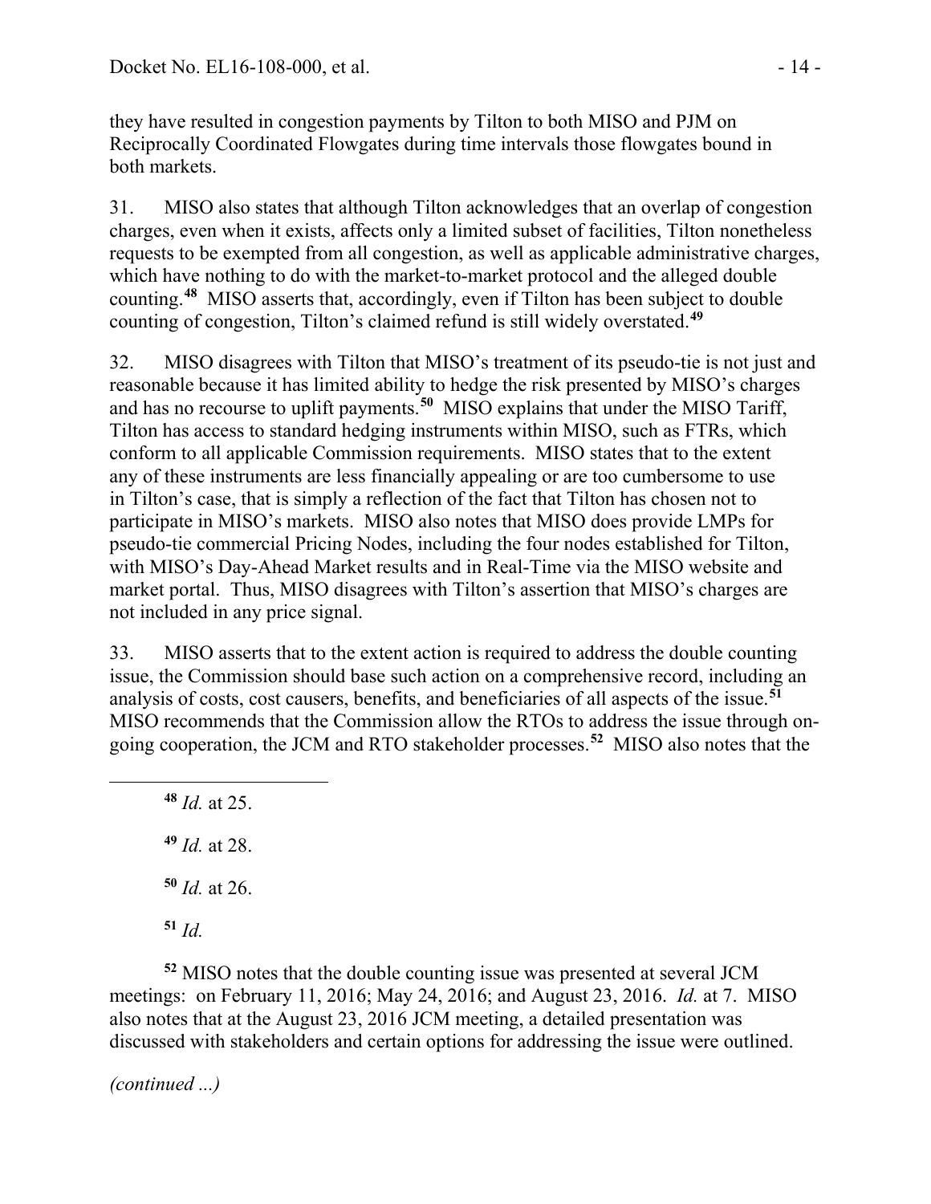they have resulted in congestion payments by Tilton to both MISO and PJM on Reciprocally Coordinated Flowgates during time intervals those flowgates bound in both markets.

31. MISO also states that although Tilton acknowledges that an overlap of congestion charges, even when it exists, affects only a limited subset of facilities, Tilton nonetheless requests to be exempted from all congestion, as well as applicable administrative charges, which have nothing to do with the market-to-market protocol and the alleged double counting.[48] MISO asserts that, accordingly, even if Tilton has been subject to double counting of congestion, Tilton's claimed refund is still widely overstated.[49]

32. MISO disagrees with Tilton that MISO's treatment of its pseudo-tie is not just and reasonable because it has limited ability to hedge the risk presented by MISO's charges and has no recourse to uplift payments.[50] MISO explains that under the MISO Tariff, Tilton has access to standard hedging instruments within MISO, such as FTRs, which conform to all applicable Commission requirements. MISO states that to the extent any of these instruments are less financially appealing or are too cumbersome to use in Tilton's case, that is simply a reflection of the fact that Tilton has chosen not to participate in MISO's markets. MISO also notes that MISO does provide LMPs for pseudo-tie commercial Pricing Nodes, including the four nodes established for Tilton, with MISO's Day-Ahead Market results and in Real-Time via the MISO website and market portal. Thus, MISO disagrees with Tilton's assertion that MISO's charges are not included in any price signal.

33. MISO asserts that to the extent action is required to address the double counting issue, the Commission should base such action on a comprehensive record, including an analysis of costs, cost causers, benefits, and beneficiaries of all aspects of the issue.[51] MISO recommends that the Commission allow the RTOs to address the issue through on-going cooperation, the JCM and RTO stakeholder processes.[52] MISO also notes that the

---

[48] *Id.* at 25.

[49] *Id.* at 28.

[50] *Id.* at 26.

[51] *Id.*

[52] MISO notes that the double counting issue was presented at several JCM meetings: on February 11, 2016; May 24, 2016; and August 23, 2016. *Id.* at 7. MISO also notes that at the August 23, 2016 JCM meeting, a detailed presentation was discussed with stakeholders and certain options for addressing the issue were outlined.

*(continued ...)*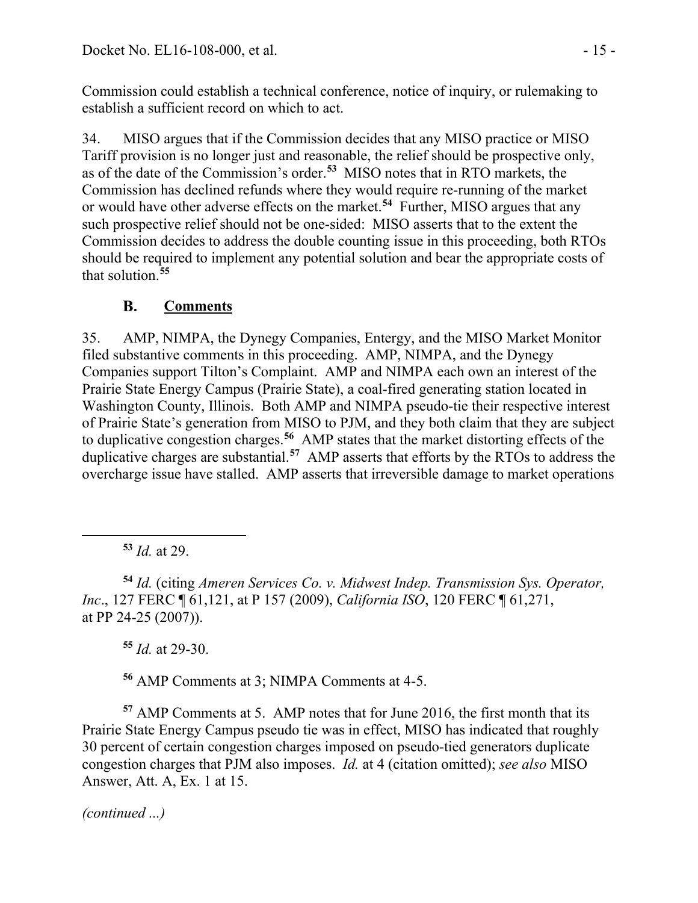Commission could establish a technical conference, notice of inquiry, or rulemaking to establish a sufficient record on which to act.

34. MISO argues that if the Commission decides that any MISO practice or MISO Tariff provision is no longer just and reasonable, the relief should be prospective only, as of the date of the Commission's order.[53] MISO notes that in RTO markets, the Commission has declined refunds where they would require re-running of the market or would have other adverse effects on the market.[54] Further, MISO argues that any such prospective relief should not be one-sided: MISO asserts that to the extent the Commission decides to address the double counting issue in this proceeding, both RTOs should be required to implement any potential solution and bear the appropriate costs of that solution.[55]

### B. Comments

35. AMP, NIMPA, the Dynegy Companies, Entergy, and the MISO Market Monitor filed substantive comments in this proceeding. AMP, NIMPA, and the Dynegy Companies support Tilton's Complaint. AMP and NIMPA each own an interest of the Prairie State Energy Campus (Prairie State), a coal-fired generating station located in Washington County, Illinois. Both AMP and NIMPA pseudo-tie their respective interest of Prairie State's generation from MISO to PJM, and they both claim that they are subject to duplicative congestion charges.[56] AMP states that the market distorting effects of the duplicative charges are substantial.[57] AMP asserts that efforts by the RTOs to address the overcharge issue have stalled. AMP asserts that irreversible damage to market operations

---

[53] *Id.* at 29.

[54] *Id.* (citing *Ameren Services Co. v. Midwest Indep. Transmission Sys. Operator, Inc*., 127 FERC ¶ 61,121, at P 157 (2009), *California ISO*, 120 FERC ¶ 61,271, at PP 24-25 (2007)).

[55] *Id.* at 29-30.

[56] AMP Comments at 3; NIMPA Comments at 4-5.

[57] AMP Comments at 5. AMP notes that for June 2016, the first month that its Prairie State Energy Campus pseudo tie was in effect, MISO has indicated that roughly 30 percent of certain congestion charges imposed on pseudo-tied generators duplicate congestion charges that PJM also imposes. *Id.* at 4 (citation omitted); *see also* MISO Answer, Att. A, Ex. 1 at 15.

*(continued ...)*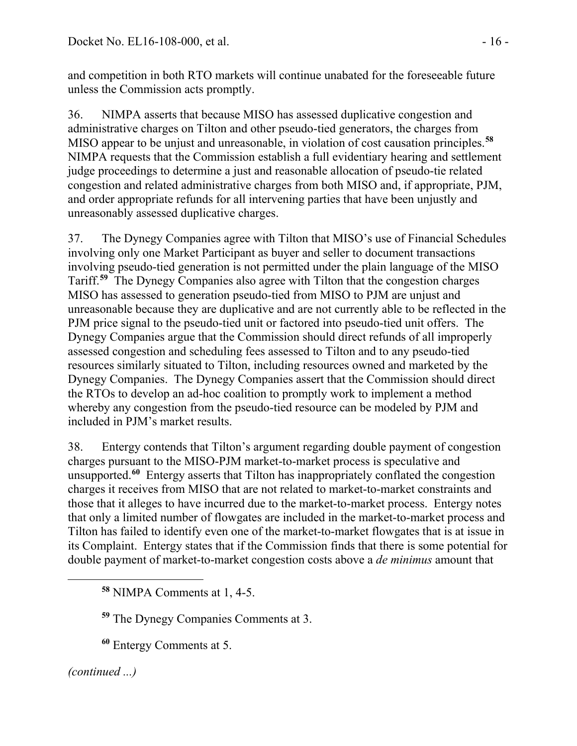and competition in both RTO markets will continue unabated for the foreseeable future unless the Commission acts promptly.

36. NIMPA asserts that because MISO has assessed duplicative congestion and administrative charges on Tilton and other pseudo-tied generators, the charges from MISO appear to be unjust and unreasonable, in violation of cost causation principles.[58] NIMPA requests that the Commission establish a full evidentiary hearing and settlement judge proceedings to determine a just and reasonable allocation of pseudo-tie related congestion and related administrative charges from both MISO and, if appropriate, PJM, and order appropriate refunds for all intervening parties that have been unjustly and unreasonably assessed duplicative charges.

37. The Dynegy Companies agree with Tilton that MISO's use of Financial Schedules involving only one Market Participant as buyer and seller to document transactions involving pseudo-tied generation is not permitted under the plain language of the MISO Tariff.[59] The Dynegy Companies also agree with Tilton that the congestion charges MISO has assessed to generation pseudo-tied from MISO to PJM are unjust and unreasonable because they are duplicative and are not currently able to be reflected in the PJM price signal to the pseudo-tied unit or factored into pseudo-tied unit offers. The Dynegy Companies argue that the Commission should direct refunds of all improperly assessed congestion and scheduling fees assessed to Tilton and to any pseudo-tied resources similarly situated to Tilton, including resources owned and marketed by the Dynegy Companies. The Dynegy Companies assert that the Commission should direct the RTOs to develop an ad-hoc coalition to promptly work to implement a method whereby any congestion from the pseudo-tied resource can be modeled by PJM and included in PJM's market results.

38. Entergy contends that Tilton's argument regarding double payment of congestion charges pursuant to the MISO-PJM market-to-market process is speculative and unsupported.[60] Entergy asserts that Tilton has inappropriately conflated the congestion charges it receives from MISO that are not related to market-to-market constraints and those that it alleges to have incurred due to the market-to-market process. Entergy notes that only a limited number of flowgates are included in the market-to-market process and Tilton has failed to identify even one of the market-to-market flowgates that is at issue in its Complaint. Entergy states that if the Commission finds that there is some potential for double payment of market-to-market congestion costs above a *de minimus* amount that

---

[58] NIMPA Comments at 1, 4-5.

[59] The Dynegy Companies Comments at 3.

[60] Entergy Comments at 5.

*(continued ...)*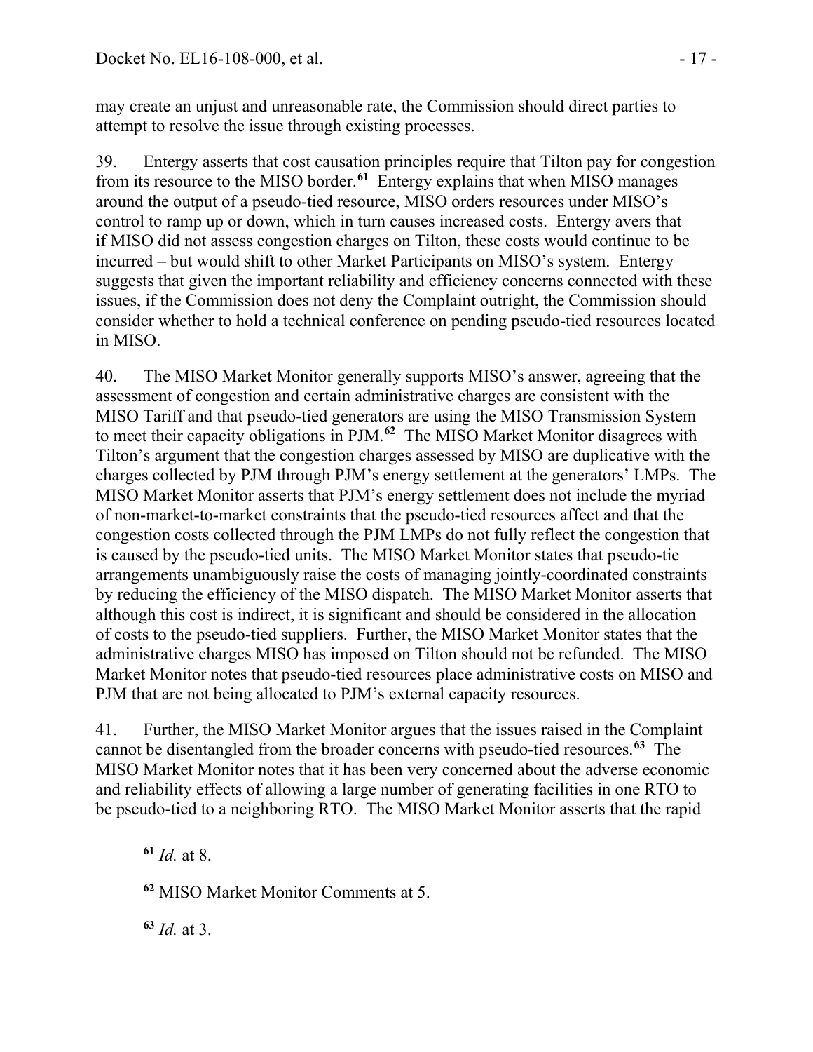may create an unjust and unreasonable rate, the Commission should direct parties to attempt to resolve the issue through existing processes.

39. Entergy asserts that cost causation principles require that Tilton pay for congestion from its resource to the MISO border.[61] Entergy explains that when MISO manages around the output of a pseudo-tied resource, MISO orders resources under MISO's control to ramp up or down, which in turn causes increased costs. Entergy avers that if MISO did not assess congestion charges on Tilton, these costs would continue to be incurred – but would shift to other Market Participants on MISO's system. Entergy suggests that given the important reliability and efficiency concerns connected with these issues, if the Commission does not deny the Complaint outright, the Commission should consider whether to hold a technical conference on pending pseudo-tied resources located in MISO.

40. The MISO Market Monitor generally supports MISO's answer, agreeing that the assessment of congestion and certain administrative charges are consistent with the MISO Tariff and that pseudo-tied generators are using the MISO Transmission System to meet their capacity obligations in PJM.[62] The MISO Market Monitor disagrees with Tilton's argument that the congestion charges assessed by MISO are duplicative with the charges collected by PJM through PJM's energy settlement at the generators' LMPs. The MISO Market Monitor asserts that PJM's energy settlement does not include the myriad of non-market-to-market constraints that the pseudo-tied resources affect and that the congestion costs collected through the PJM LMPs do not fully reflect the congestion that is caused by the pseudo-tied units. The MISO Market Monitor states that pseudo-tie arrangements unambiguously raise the costs of managing jointly-coordinated constraints by reducing the efficiency of the MISO dispatch. The MISO Market Monitor asserts that although this cost is indirect, it is significant and should be considered in the allocation of costs to the pseudo-tied suppliers. Further, the MISO Market Monitor states that the administrative charges MISO has imposed on Tilton should not be refunded. The MISO Market Monitor notes that pseudo-tied resources place administrative costs on MISO and PJM that are not being allocated to PJM's external capacity resources.

41. Further, the MISO Market Monitor argues that the issues raised in the Complaint cannot be disentangled from the broader concerns with pseudo-tied resources.[63] The MISO Market Monitor notes that it has been very concerned about the adverse economic and reliability effects of allowing a large number of generating facilities in one RTO to be pseudo-tied to a neighboring RTO. The MISO Market Monitor asserts that the rapid

---

[61] *Id.* at 8.

[62] MISO Market Monitor Comments at 5.

[63] *Id.* at 3.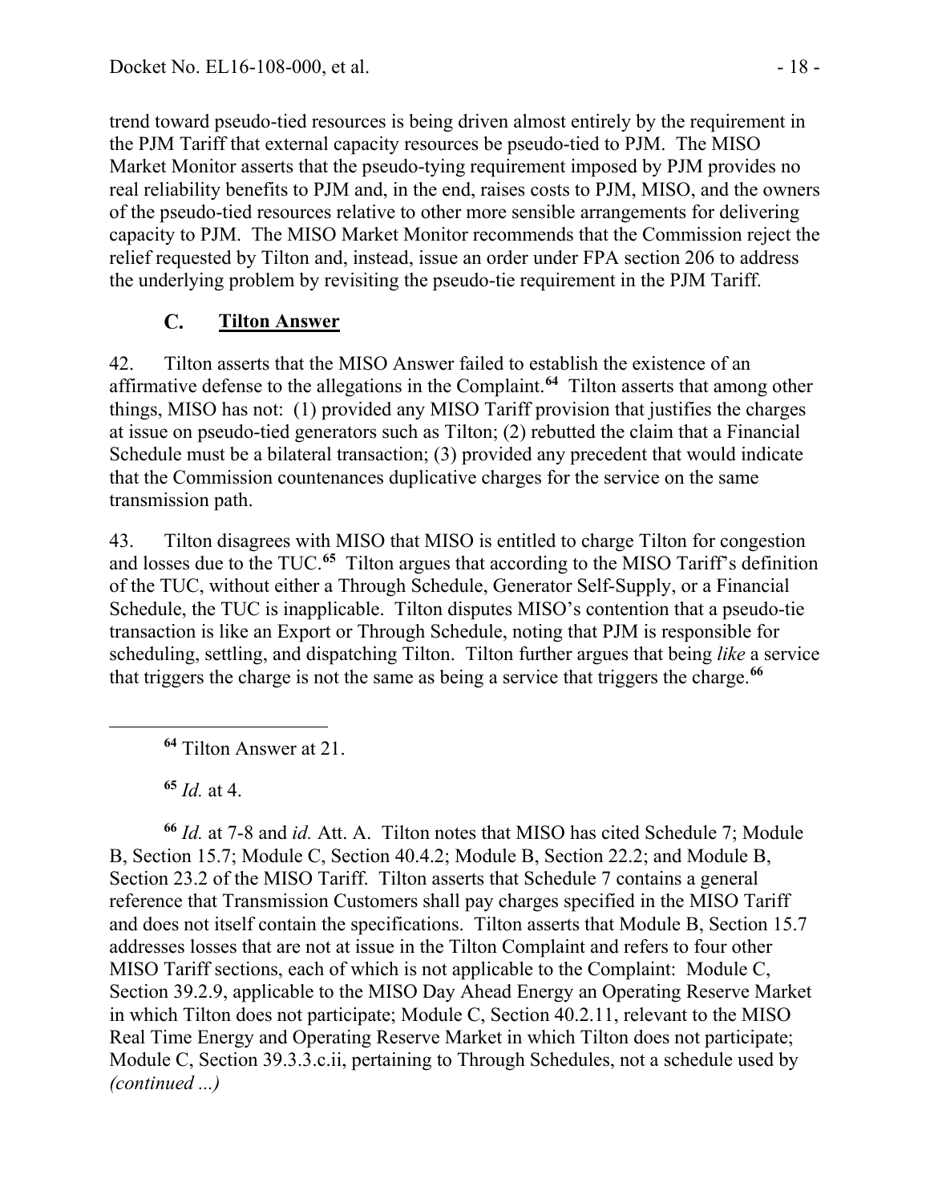trend toward pseudo-tied resources is being driven almost entirely by the requirement in the PJM Tariff that external capacity resources be pseudo-tied to PJM. The MISO Market Monitor asserts that the pseudo-tying requirement imposed by PJM provides no real reliability benefits to PJM and, in the end, raises costs to PJM, MISO, and the owners of the pseudo-tied resources relative to other more sensible arrangements for delivering capacity to PJM. The MISO Market Monitor recommends that the Commission reject the relief requested by Tilton and, instead, issue an order under FPA section 206 to address the underlying problem by revisiting the pseudo-tie requirement in the PJM Tariff.

### C. Tilton Answer

42. Tilton asserts that the MISO Answer failed to establish the existence of an affirmative defense to the allegations in the Complaint.[64] Tilton asserts that among other things, MISO has not: (1) provided any MISO Tariff provision that justifies the charges at issue on pseudo-tied generators such as Tilton; (2) rebutted the claim that a Financial Schedule must be a bilateral transaction; (3) provided any precedent that would indicate that the Commission countenances duplicative charges for the service on the same transmission path.

43. Tilton disagrees with MISO that MISO is entitled to charge Tilton for congestion and losses due to the TUC.[65] Tilton argues that according to the MISO Tariff's definition of the TUC, without either a Through Schedule, Generator Self-Supply, or a Financial Schedule, the TUC is inapplicable. Tilton disputes MISO's contention that a pseudo-tie transaction is like an Export or Through Schedule, noting that PJM is responsible for scheduling, settling, and dispatching Tilton. Tilton further argues that being *like* a service that triggers the charge is not the same as being a service that triggers the charge.[66]

---

[64] Tilton Answer at 21.

[65] *Id.* at 4.

[66] *Id.* at 7-8 and *id.* Att. A. Tilton notes that MISO has cited Schedule 7; Module B, Section 15.7; Module C, Section 40.4.2; Module B, Section 22.2; and Module B, Section 23.2 of the MISO Tariff. Tilton asserts that Schedule 7 contains a general reference that Transmission Customers shall pay charges specified in the MISO Tariff and does not itself contain the specifications. Tilton asserts that Module B, Section 15.7 addresses losses that are not at issue in the Tilton Complaint and refers to four other MISO Tariff sections, each of which is not applicable to the Complaint: Module C, Section 39.2.9, applicable to the MISO Day Ahead Energy an Operating Reserve Market in which Tilton does not participate; Module C, Section 40.2.11, relevant to the MISO Real Time Energy and Operating Reserve Market in which Tilton does not participate; Module C, Section 39.3.3.c.ii, pertaining to Through Schedules, not a schedule used by *(continued ...)*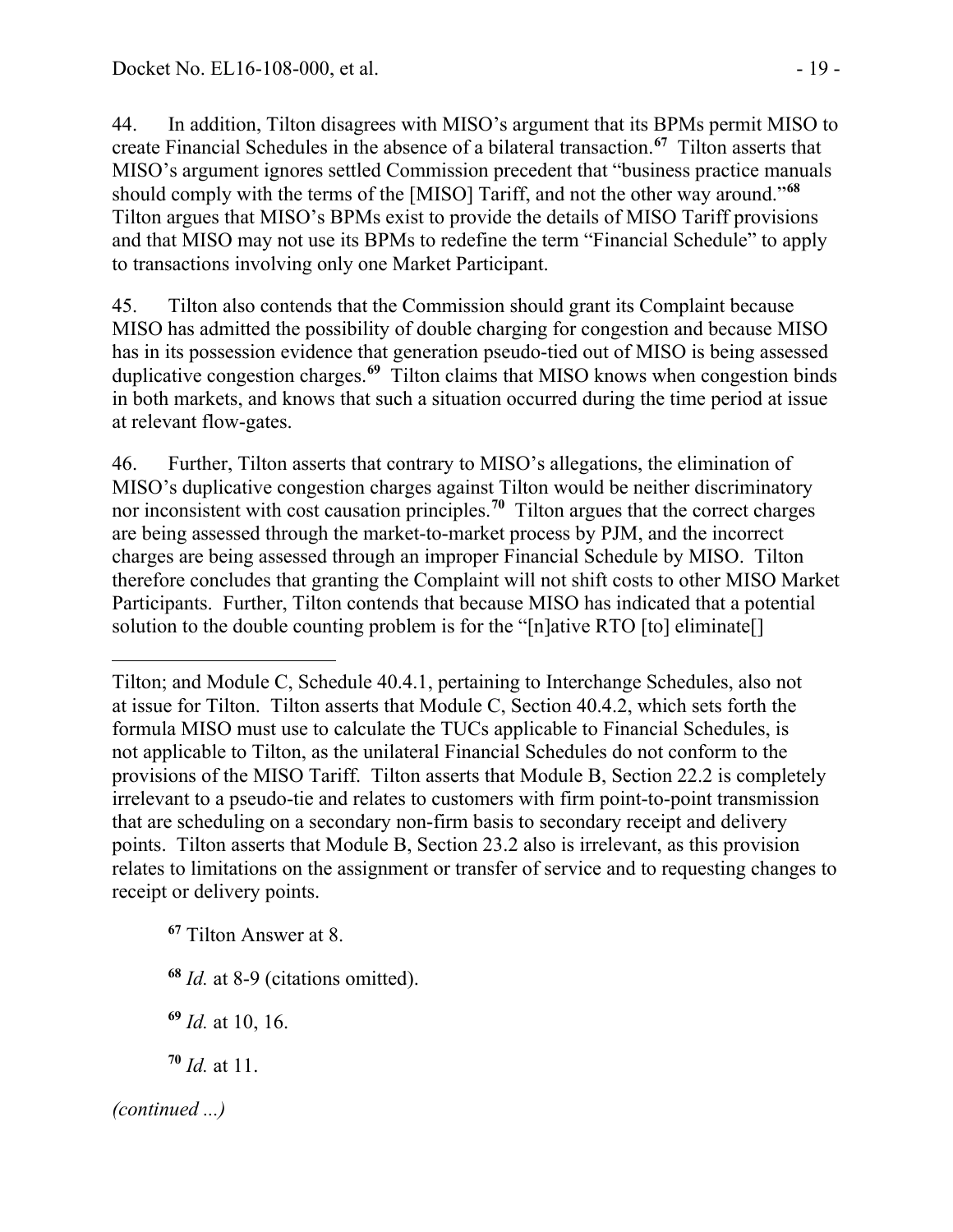44. In addition, Tilton disagrees with MISO's argument that its BPMs permit MISO to create Financial Schedules in the absence of a bilateral transaction.[67] Tilton asserts that MISO's argument ignores settled Commission precedent that "business practice manuals should comply with the terms of the [MISO] Tariff, and not the other way around."[68] Tilton argues that MISO's BPMs exist to provide the details of MISO Tariff provisions and that MISO may not use its BPMs to redefine the term "Financial Schedule" to apply to transactions involving only one Market Participant.

45. Tilton also contends that the Commission should grant its Complaint because MISO has admitted the possibility of double charging for congestion and because MISO has in its possession evidence that generation pseudo-tied out of MISO is being assessed duplicative congestion charges.[69] Tilton claims that MISO knows when congestion binds in both markets, and knows that such a situation occurred during the time period at issue at relevant flow-gates.

46. Further, Tilton asserts that contrary to MISO's allegations, the elimination of MISO's duplicative congestion charges against Tilton would be neither discriminatory nor inconsistent with cost causation principles.[70] Tilton argues that the correct charges are being assessed through the market-to-market process by PJM, and the incorrect charges are being assessed through an improper Financial Schedule by MISO. Tilton therefore concludes that granting the Complaint will not shift costs to other MISO Market Participants. Further, Tilton contends that because MISO has indicated that a potential solution to the double counting problem is for the "[n]ative RTO [to] eliminate[]

---

Tilton; and Module C, Schedule 40.4.1, pertaining to Interchange Schedules, also not at issue for Tilton. Tilton asserts that Module C, Section 40.4.2, which sets forth the formula MISO must use to calculate the TUCs applicable to Financial Schedules, is not applicable to Tilton, as the unilateral Financial Schedules do not conform to the provisions of the MISO Tariff. Tilton asserts that Module B, Section 22.2 is completely irrelevant to a pseudo-tie and relates to customers with firm point-to-point transmission that are scheduling on a secondary non-firm basis to secondary receipt and delivery points. Tilton asserts that Module B, Section 23.2 also is irrelevant, as this provision relates to limitations on the assignment or transfer of service and to requesting changes to receipt or delivery points.

[67] Tilton Answer at 8.

[68] *Id.* at 8-9 (citations omitted).

[69] *Id.* at 10, 16.

[70] *Id.* at 11.

*(continued ...)*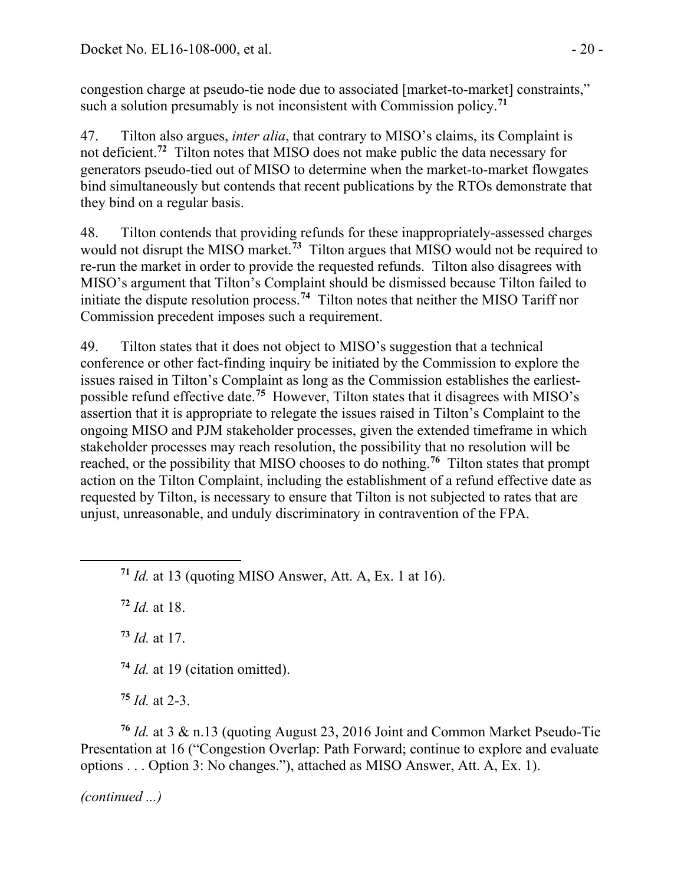congestion charge at pseudo-tie node due to associated [market-to-market] constraints," such a solution presumably is not inconsistent with Commission policy.[71]

47. Tilton also argues, *inter alia*, that contrary to MISO's claims, its Complaint is not deficient.[72] Tilton notes that MISO does not make public the data necessary for generators pseudo-tied out of MISO to determine when the market-to-market flowgates bind simultaneously but contends that recent publications by the RTOs demonstrate that they bind on a regular basis.

48. Tilton contends that providing refunds for these inappropriately-assessed charges would not disrupt the MISO market.[73] Tilton argues that MISO would not be required to re-run the market in order to provide the requested refunds. Tilton also disagrees with MISO's argument that Tilton's Complaint should be dismissed because Tilton failed to initiate the dispute resolution process.[74] Tilton notes that neither the MISO Tariff nor Commission precedent imposes such a requirement.

49. Tilton states that it does not object to MISO's suggestion that a technical conference or other fact-finding inquiry be initiated by the Commission to explore the issues raised in Tilton's Complaint as long as the Commission establishes the earliest-possible refund effective date.[75] However, Tilton states that it disagrees with MISO's assertion that it is appropriate to relegate the issues raised in Tilton's Complaint to the ongoing MISO and PJM stakeholder processes, given the extended timeframe in which stakeholder processes may reach resolution, the possibility that no resolution will be reached, or the possibility that MISO chooses to do nothing.[76] Tilton states that prompt action on the Tilton Complaint, including the establishment of a refund effective date as requested by Tilton, is necessary to ensure that Tilton is not subjected to rates that are unjust, unreasonable, and unduly discriminatory in contravention of the FPA.

---

[71] *Id.* at 13 (quoting MISO Answer, Att. A, Ex. 1 at 16).

[72] *Id.* at 18.

[73] *Id.* at 17.

[74] *Id.* at 19 (citation omitted).

[75] *Id.* at 2-3.

[76] *Id.* at 3 & n.13 (quoting August 23, 2016 Joint and Common Market Pseudo-Tie Presentation at 16 ("Congestion Overlap: Path Forward; continue to explore and evaluate options . . . Option 3: No changes."), attached as MISO Answer, Att. A, Ex. 1).

*(continued ...)*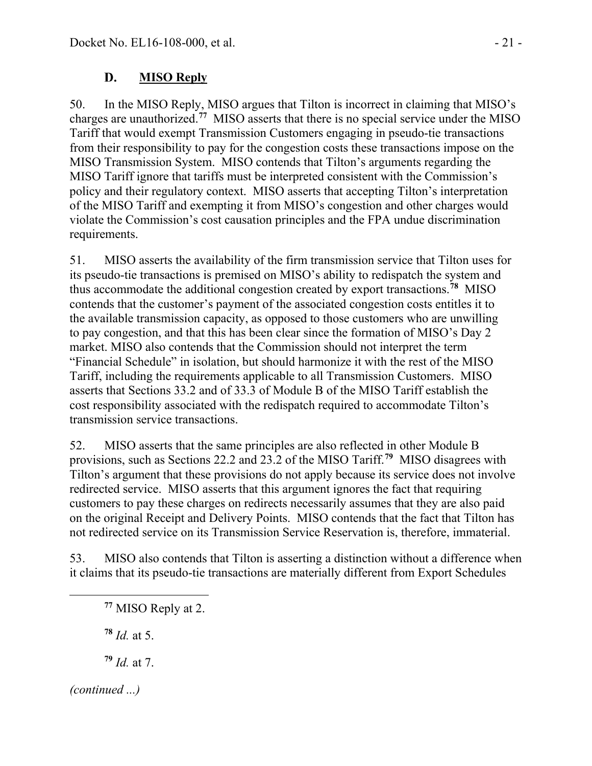### D. MISO Reply

50. In the MISO Reply, MISO argues that Tilton is incorrect in claiming that MISO's charges are unauthorized.[77] MISO asserts that there is no special service under the MISO Tariff that would exempt Transmission Customers engaging in pseudo-tie transactions from their responsibility to pay for the congestion costs these transactions impose on the MISO Transmission System. MISO contends that Tilton's arguments regarding the MISO Tariff ignore that tariffs must be interpreted consistent with the Commission's policy and their regulatory context. MISO asserts that accepting Tilton's interpretation of the MISO Tariff and exempting it from MISO's congestion and other charges would violate the Commission's cost causation principles and the FPA undue discrimination requirements.

51. MISO asserts the availability of the firm transmission service that Tilton uses for its pseudo-tie transactions is premised on MISO's ability to redispatch the system and thus accommodate the additional congestion created by export transactions.[78] MISO contends that the customer's payment of the associated congestion costs entitles it to the available transmission capacity, as opposed to those customers who are unwilling to pay congestion, and that this has been clear since the formation of MISO's Day 2 market. MISO also contends that the Commission should not interpret the term "Financial Schedule" in isolation, but should harmonize it with the rest of the MISO Tariff, including the requirements applicable to all Transmission Customers. MISO asserts that Sections 33.2 and of 33.3 of Module B of the MISO Tariff establish the cost responsibility associated with the redispatch required to accommodate Tilton's transmission service transactions.

52. MISO asserts that the same principles are also reflected in other Module B provisions, such as Sections 22.2 and 23.2 of the MISO Tariff.[79] MISO disagrees with Tilton's argument that these provisions do not apply because its service does not involve redirected service. MISO asserts that this argument ignores the fact that requiring customers to pay these charges on redirects necessarily assumes that they are also paid on the original Receipt and Delivery Points. MISO contends that the fact that Tilton has not redirected service on its Transmission Service Reservation is, therefore, immaterial.

53. MISO also contends that Tilton is asserting a distinction without a difference when it claims that its pseudo-tie transactions are materially different from Export Schedules

---

[77] MISO Reply at 2.

[78] *Id.* at 5.

[79] *Id.* at 7.

*(continued ...)*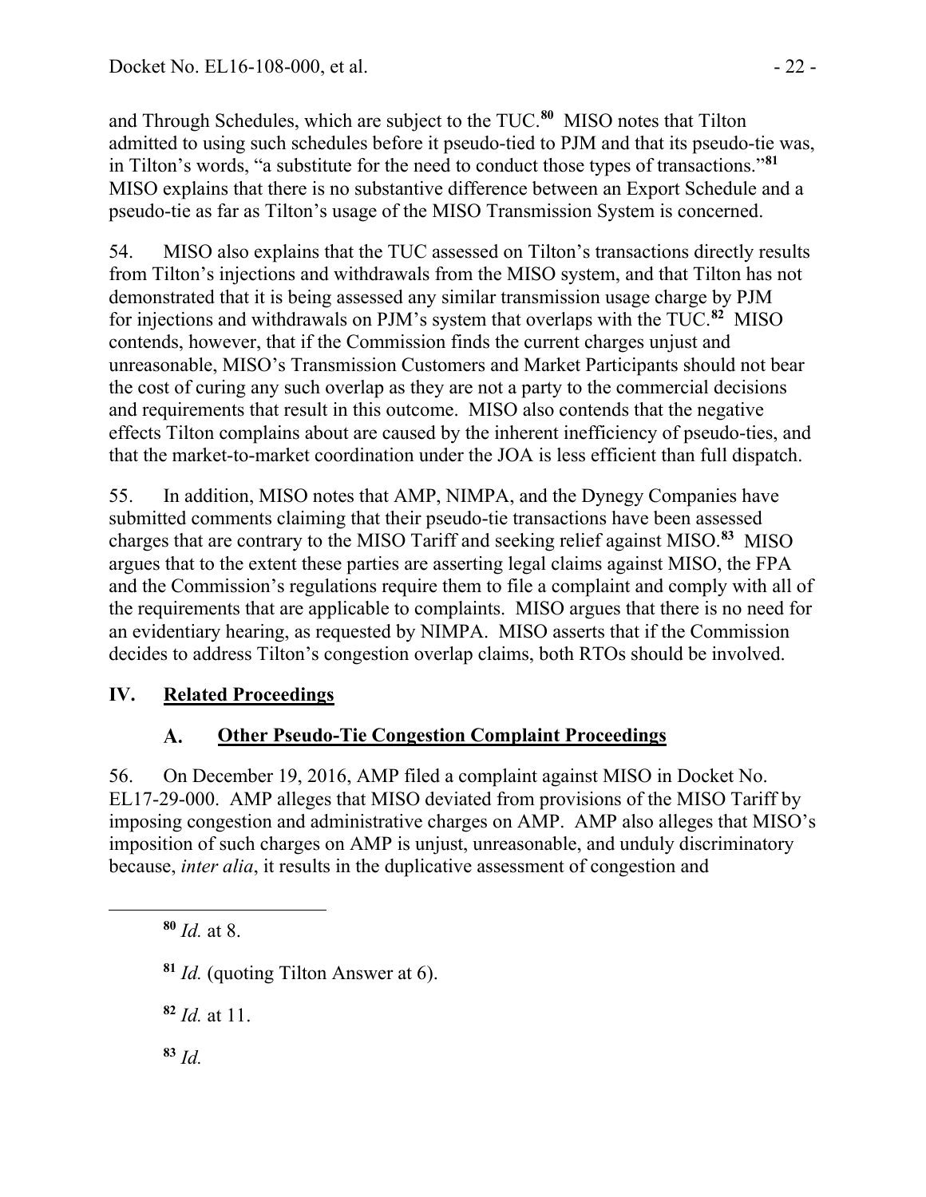and Through Schedules, which are subject to the TUC.[80] MISO notes that Tilton admitted to using such schedules before it pseudo-tied to PJM and that its pseudo-tie was, in Tilton's words, "a substitute for the need to conduct those types of transactions."[81] MISO explains that there is no substantive difference between an Export Schedule and a pseudo-tie as far as Tilton's usage of the MISO Transmission System is concerned.

54. MISO also explains that the TUC assessed on Tilton's transactions directly results from Tilton's injections and withdrawals from the MISO system, and that Tilton has not demonstrated that it is being assessed any similar transmission usage charge by PJM for injections and withdrawals on PJM's system that overlaps with the TUC.[82] MISO contends, however, that if the Commission finds the current charges unjust and unreasonable, MISO's Transmission Customers and Market Participants should not bear the cost of curing any such overlap as they are not a party to the commercial decisions and requirements that result in this outcome. MISO also contends that the negative effects Tilton complains about are caused by the inherent inefficiency of pseudo-ties, and that the market-to-market coordination under the JOA is less efficient than full dispatch.

55. In addition, MISO notes that AMP, NIMPA, and the Dynegy Companies have submitted comments claiming that their pseudo-tie transactions have been assessed charges that are contrary to the MISO Tariff and seeking relief against MISO.[83] MISO argues that to the extent these parties are asserting legal claims against MISO, the FPA and the Commission's regulations require them to file a complaint and comply with all of the requirements that are applicable to complaints. MISO argues that there is no need for an evidentiary hearing, as requested by NIMPA. MISO asserts that if the Commission decides to address Tilton's congestion overlap claims, both RTOs should be involved.

## IV. Related Proceedings

### A. Other Pseudo-Tie Congestion Complaint Proceedings

56. On December 19, 2016, AMP filed a complaint against MISO in Docket No. EL17-29-000. AMP alleges that MISO deviated from provisions of the MISO Tariff by imposing congestion and administrative charges on AMP. AMP also alleges that MISO's imposition of such charges on AMP is unjust, unreasonable, and unduly discriminatory because, *inter alia*, it results in the duplicative assessment of congestion and

---

[80] *Id.* at 8.

[81] *Id.* (quoting Tilton Answer at 6).

[82] *Id.* at 11.

[83] *Id.*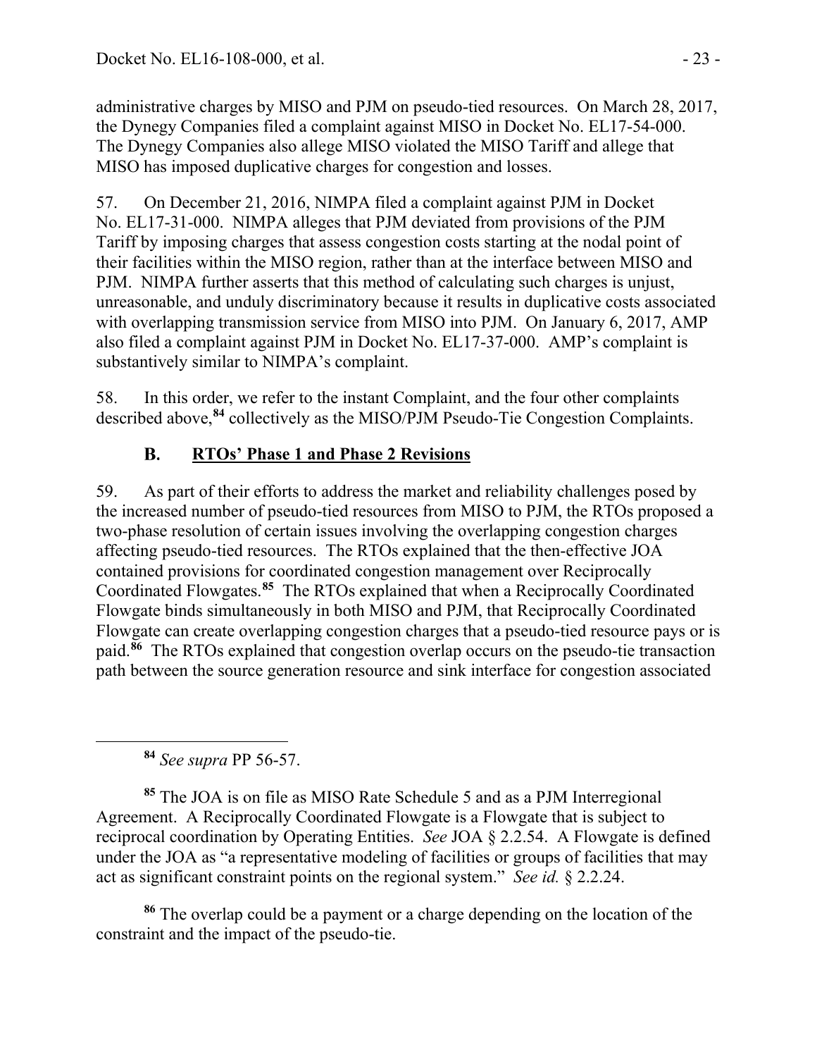administrative charges by MISO and PJM on pseudo-tied resources. On March 28, 2017, the Dynegy Companies filed a complaint against MISO in Docket No. EL17-54-000. The Dynegy Companies also allege MISO violated the MISO Tariff and allege that MISO has imposed duplicative charges for congestion and losses.

57. On December 21, 2016, NIMPA filed a complaint against PJM in Docket No. EL17-31-000. NIMPA alleges that PJM deviated from provisions of the PJM Tariff by imposing charges that assess congestion costs starting at the nodal point of their facilities within the MISO region, rather than at the interface between MISO and PJM. NIMPA further asserts that this method of calculating such charges is unjust, unreasonable, and unduly discriminatory because it results in duplicative costs associated with overlapping transmission service from MISO into PJM. On January 6, 2017, AMP also filed a complaint against PJM in Docket No. EL17-37-000. AMP's complaint is substantively similar to NIMPA's complaint.

58. In this order, we refer to the instant Complaint, and the four other complaints described above,[84] collectively as the MISO/PJM Pseudo-Tie Congestion Complaints.

## B. RTOs' Phase 1 and Phase 2 Revisions

59. As part of their efforts to address the market and reliability challenges posed by the increased number of pseudo-tied resources from MISO to PJM, the RTOs proposed a two-phase resolution of certain issues involving the overlapping congestion charges affecting pseudo-tied resources. The RTOs explained that the then-effective JOA contained provisions for coordinated congestion management over Reciprocally Coordinated Flowgates.[85] The RTOs explained that when a Reciprocally Coordinated Flowgate binds simultaneously in both MISO and PJM, that Reciprocally Coordinated Flowgate can create overlapping congestion charges that a pseudo-tied resource pays or is paid.[86] The RTOs explained that congestion overlap occurs on the pseudo-tie transaction path between the source generation resource and sink interface for congestion associated

[84] *See supra* PP 56-57.

[85] The JOA is on file as MISO Rate Schedule 5 and as a PJM Interregional Agreement. A Reciprocally Coordinated Flowgate is a Flowgate that is subject to reciprocal coordination by Operating Entities. *See* JOA § 2.2.54. A Flowgate is defined under the JOA as "a representative modeling of facilities or groups of facilities that may act as significant constraint points on the regional system." *See id.* § 2.2.24.

[86] The overlap could be a payment or a charge depending on the location of the constraint and the impact of the pseudo-tie.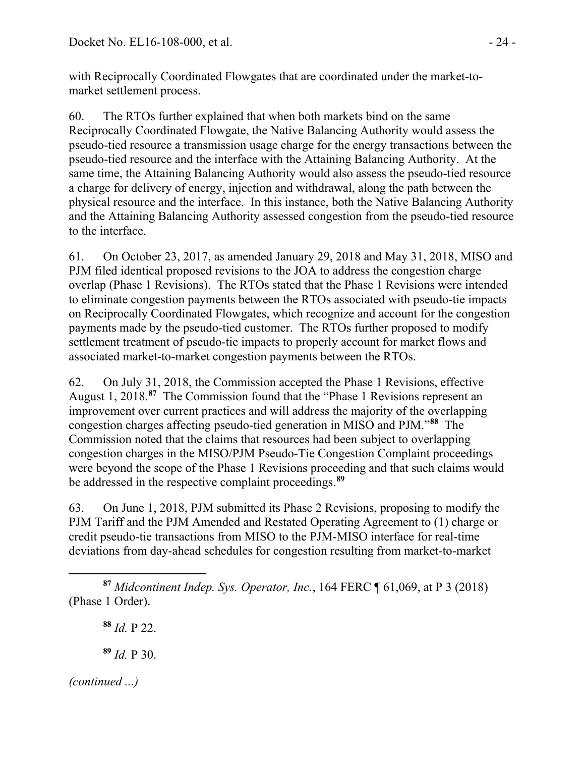with Reciprocally Coordinated Flowgates that are coordinated under the market-to-market settlement process.

60. The RTOs further explained that when both markets bind on the same Reciprocally Coordinated Flowgate, the Native Balancing Authority would assess the pseudo-tied resource a transmission usage charge for the energy transactions between the pseudo-tied resource and the interface with the Attaining Balancing Authority. At the same time, the Attaining Balancing Authority would also assess the pseudo-tied resource a charge for delivery of energy, injection and withdrawal, along the path between the physical resource and the interface. In this instance, both the Native Balancing Authority and the Attaining Balancing Authority assessed congestion from the pseudo-tied resource to the interface.

61. On October 23, 2017, as amended January 29, 2018 and May 31, 2018, MISO and PJM filed identical proposed revisions to the JOA to address the congestion charge overlap (Phase 1 Revisions). The RTOs stated that the Phase 1 Revisions were intended to eliminate congestion payments between the RTOs associated with pseudo-tie impacts on Reciprocally Coordinated Flowgates, which recognize and account for the congestion payments made by the pseudo-tied customer. The RTOs further proposed to modify settlement treatment of pseudo-tie impacts to properly account for market flows and associated market-to-market congestion payments between the RTOs.

62. On July 31, 2018, the Commission accepted the Phase 1 Revisions, effective August 1, 2018.[87] The Commission found that the "Phase 1 Revisions represent an improvement over current practices and will address the majority of the overlapping congestion charges affecting pseudo-tied generation in MISO and PJM."[88] The Commission noted that the claims that resources had been subject to overlapping congestion charges in the MISO/PJM Pseudo-Tie Congestion Complaint proceedings were beyond the scope of the Phase 1 Revisions proceeding and that such claims would be addressed in the respective complaint proceedings.[89]

63. On June 1, 2018, PJM submitted its Phase 2 Revisions, proposing to modify the PJM Tariff and the PJM Amended and Restated Operating Agreement to (1) charge or credit pseudo-tie transactions from MISO to the PJM-MISO interface for real-time deviations from day-ahead schedules for congestion resulting from market-to-market

[87] *Midcontinent Indep. Sys. Operator, Inc.*, 164 FERC ¶ 61,069, at P 3 (2018) (Phase 1 Order).

[88] *Id.* P 22.

[89] *Id.* P 30.

*(continued ...)*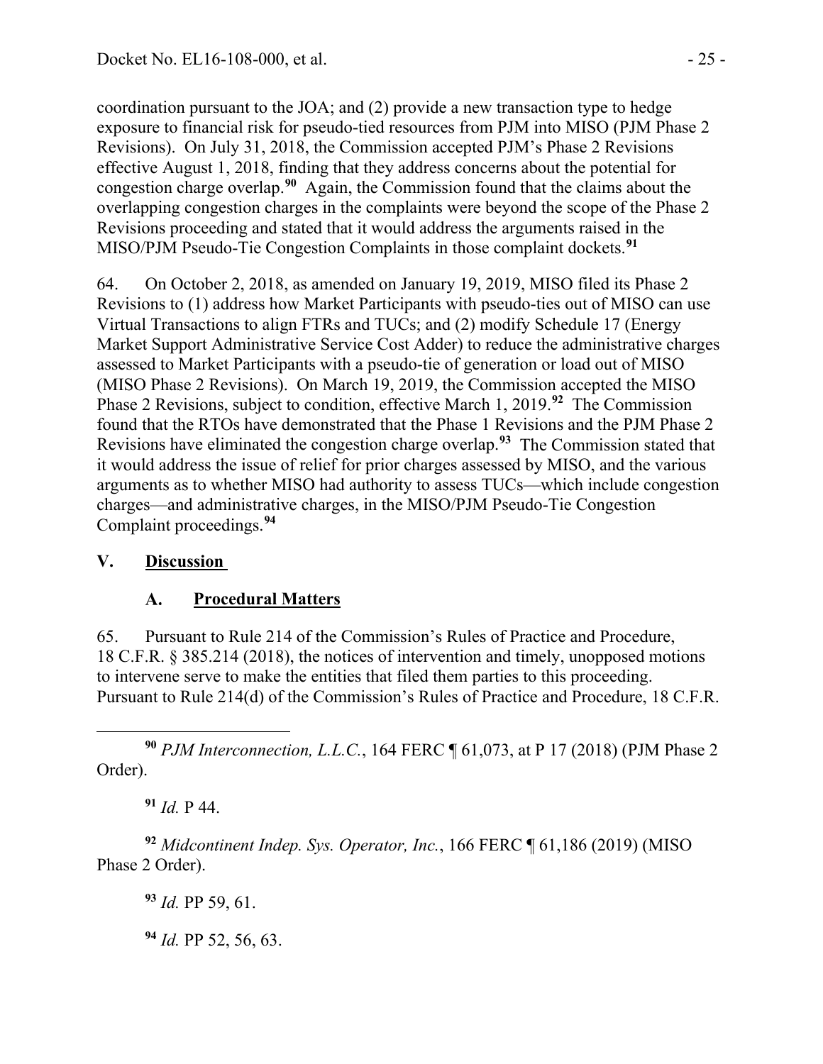coordination pursuant to the JOA; and (2) provide a new transaction type to hedge exposure to financial risk for pseudo-tied resources from PJM into MISO (PJM Phase 2 Revisions). On July 31, 2018, the Commission accepted PJM's Phase 2 Revisions effective August 1, 2018, finding that they address concerns about the potential for congestion charge overlap.[90] Again, the Commission found that the claims about the overlapping congestion charges in the complaints were beyond the scope of the Phase 2 Revisions proceeding and stated that it would address the arguments raised in the MISO/PJM Pseudo-Tie Congestion Complaints in those complaint dockets.[91]

64. On October 2, 2018, as amended on January 19, 2019, MISO filed its Phase 2 Revisions to (1) address how Market Participants with pseudo-ties out of MISO can use Virtual Transactions to align FTRs and TUCs; and (2) modify Schedule 17 (Energy Market Support Administrative Service Cost Adder) to reduce the administrative charges assessed to Market Participants with a pseudo-tie of generation or load out of MISO (MISO Phase 2 Revisions). On March 19, 2019, the Commission accepted the MISO Phase 2 Revisions, subject to condition, effective March 1, 2019.[92] The Commission found that the RTOs have demonstrated that the Phase 1 Revisions and the PJM Phase 2 Revisions have eliminated the congestion charge overlap.[93] The Commission stated that it would address the issue of relief for prior charges assessed by MISO, and the various arguments as to whether MISO had authority to assess TUCs—which include congestion charges—and administrative charges, in the MISO/PJM Pseudo-Tie Congestion Complaint proceedings.[94]

## V. Discussion

### A. Procedural Matters

65. Pursuant to Rule 214 of the Commission's Rules of Practice and Procedure, 18 C.F.R. § 385.214 (2018), the notices of intervention and timely, unopposed motions to intervene serve to make the entities that filed them parties to this proceeding. Pursuant to Rule 214(d) of the Commission's Rules of Practice and Procedure, 18 C.F.R.

---

[90] *PJM Interconnection, L.L.C.*, 164 FERC ¶ 61,073, at P 17 (2018) (PJM Phase 2 Order).

[91] *Id.* P 44.

[92] *Midcontinent Indep. Sys. Operator, Inc.*, 166 FERC ¶ 61,186 (2019) (MISO Phase 2 Order).

[93] *Id.* PP 59, 61.

[94] *Id.* PP 52, 56, 63.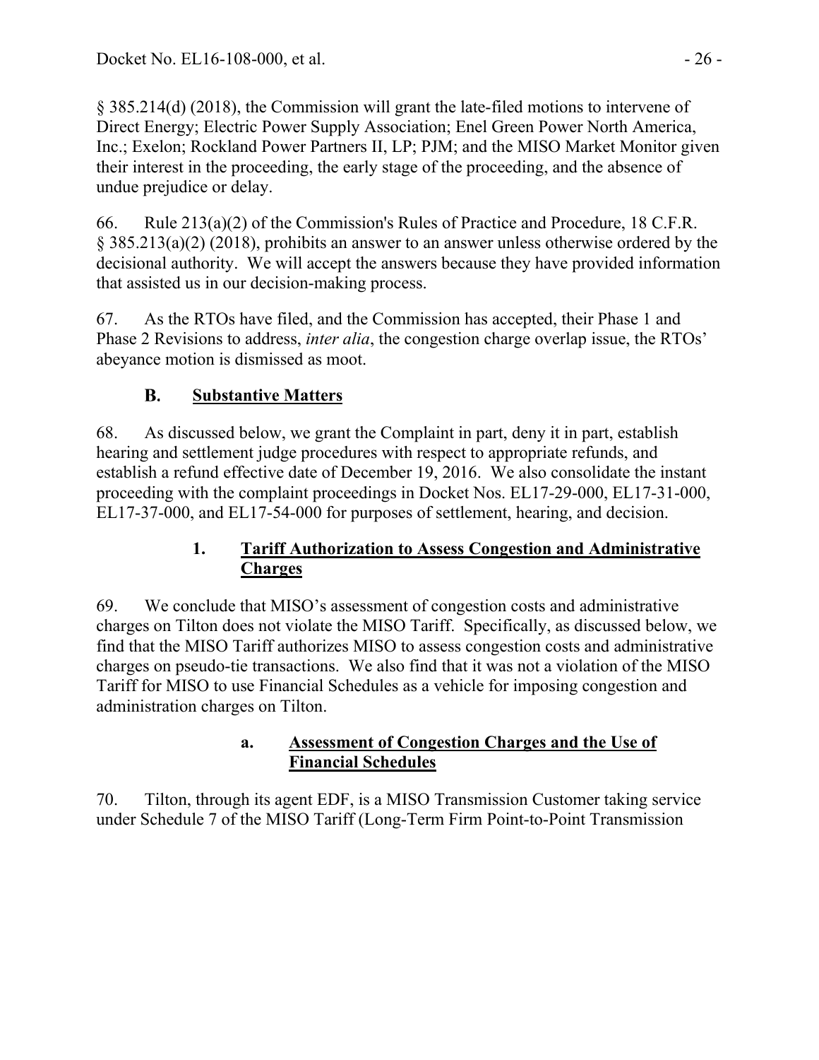§ 385.214(d) (2018), the Commission will grant the late-filed motions to intervene of Direct Energy; Electric Power Supply Association; Enel Green Power North America, Inc.; Exelon; Rockland Power Partners II, LP; PJM; and the MISO Market Monitor given their interest in the proceeding, the early stage of the proceeding, and the absence of undue prejudice or delay.

66. Rule 213(a)(2) of the Commission's Rules of Practice and Procedure, 18 C.F.R. § 385.213(a)(2) (2018), prohibits an answer to an answer unless otherwise ordered by the decisional authority. We will accept the answers because they have provided information that assisted us in our decision-making process.

67. As the RTOs have filed, and the Commission has accepted, their Phase 1 and Phase 2 Revisions to address, *inter alia*, the congestion charge overlap issue, the RTOs' abeyance motion is dismissed as moot.

## B. Substantive Matters

68. As discussed below, we grant the Complaint in part, deny it in part, establish hearing and settlement judge procedures with respect to appropriate refunds, and establish a refund effective date of December 19, 2016. We also consolidate the instant proceeding with the complaint proceedings in Docket Nos. EL17-29-000, EL17-31-000, EL17-37-000, and EL17-54-000 for purposes of settlement, hearing, and decision.

### 1. Tariff Authorization to Assess Congestion and Administrative Charges

69. We conclude that MISO's assessment of congestion costs and administrative charges on Tilton does not violate the MISO Tariff. Specifically, as discussed below, we find that the MISO Tariff authorizes MISO to assess congestion costs and administrative charges on pseudo-tie transactions. We also find that it was not a violation of the MISO Tariff for MISO to use Financial Schedules as a vehicle for imposing congestion and administration charges on Tilton.

#### a. Assessment of Congestion Charges and the Use of Financial Schedules

70. Tilton, through its agent EDF, is a MISO Transmission Customer taking service under Schedule 7 of the MISO Tariff (Long-Term Firm Point-to-Point Transmission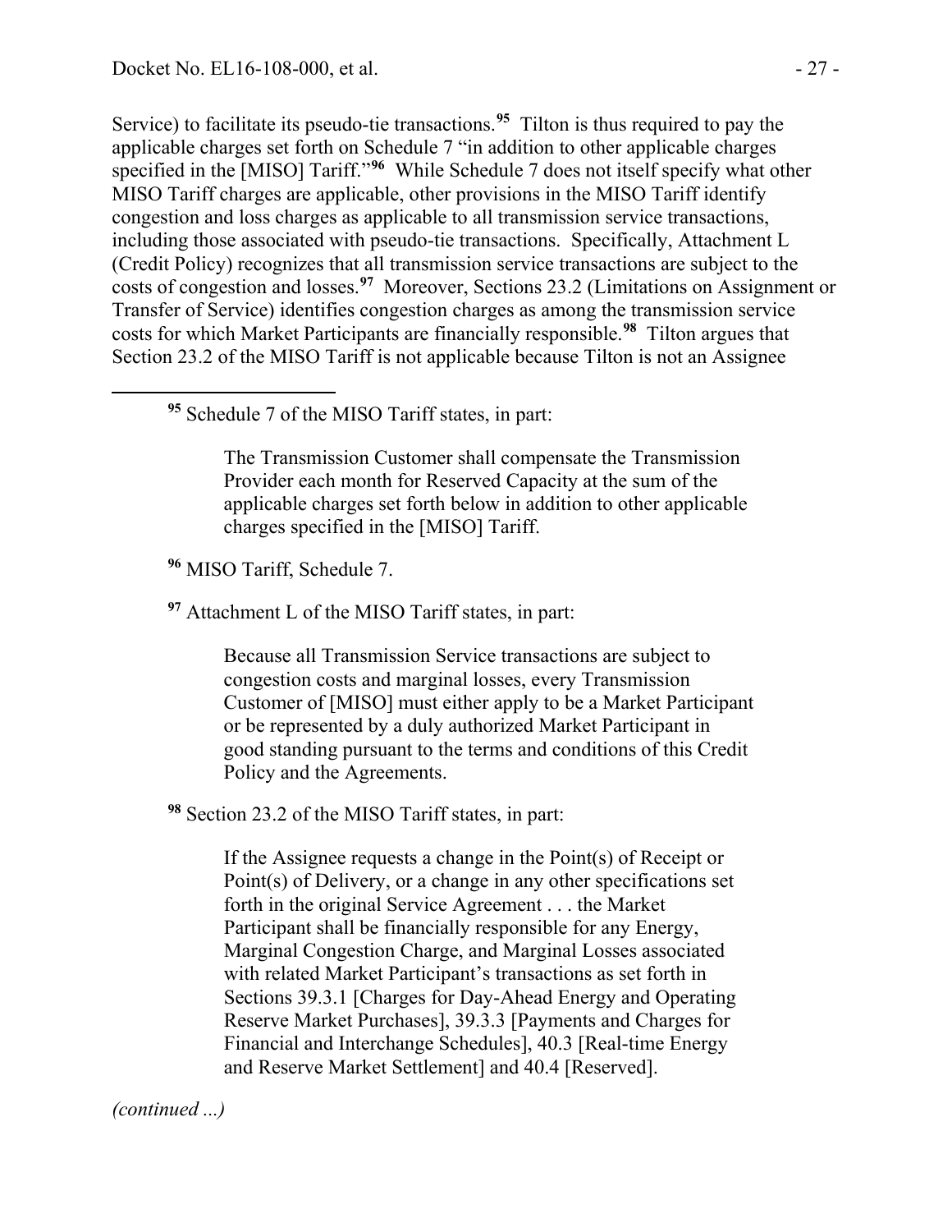Service) to facilitate its pseudo-tie transactions.[95] Tilton is thus required to pay the applicable charges set forth on Schedule 7 "in addition to other applicable charges specified in the [MISO] Tariff."[96] While Schedule 7 does not itself specify what other MISO Tariff charges are applicable, other provisions in the MISO Tariff identify congestion and loss charges as applicable to all transmission service transactions, including those associated with pseudo-tie transactions. Specifically, Attachment L (Credit Policy) recognizes that all transmission service transactions are subject to the costs of congestion and losses.[97] Moreover, Sections 23.2 (Limitations on Assignment or Transfer of Service) identifies congestion charges as among the transmission service costs for which Market Participants are financially responsible.[98] Tilton argues that Section 23.2 of the MISO Tariff is not applicable because Tilton is not an Assignee

---

[95] Schedule 7 of the MISO Tariff states, in part:

> The Transmission Customer shall compensate the Transmission Provider each month for Reserved Capacity at the sum of the applicable charges set forth below in addition to other applicable charges specified in the [MISO] Tariff.

[96] MISO Tariff, Schedule 7.

[97] Attachment L of the MISO Tariff states, in part:

> Because all Transmission Service transactions are subject to congestion costs and marginal losses, every Transmission Customer of [MISO] must either apply to be a Market Participant or be represented by a duly authorized Market Participant in good standing pursuant to the terms and conditions of this Credit Policy and the Agreements.

[98] Section 23.2 of the MISO Tariff states, in part:

> If the Assignee requests a change in the Point(s) of Receipt or Point(s) of Delivery, or a change in any other specifications set forth in the original Service Agreement . . . the Market Participant shall be financially responsible for any Energy, Marginal Congestion Charge, and Marginal Losses associated with related Market Participant's transactions as set forth in Sections 39.3.1 [Charges for Day-Ahead Energy and Operating Reserve Market Purchases], 39.3.3 [Payments and Charges for Financial and Interchange Schedules], 40.3 [Real-time Energy and Reserve Market Settlement] and 40.4 [Reserved].

*(continued ...)*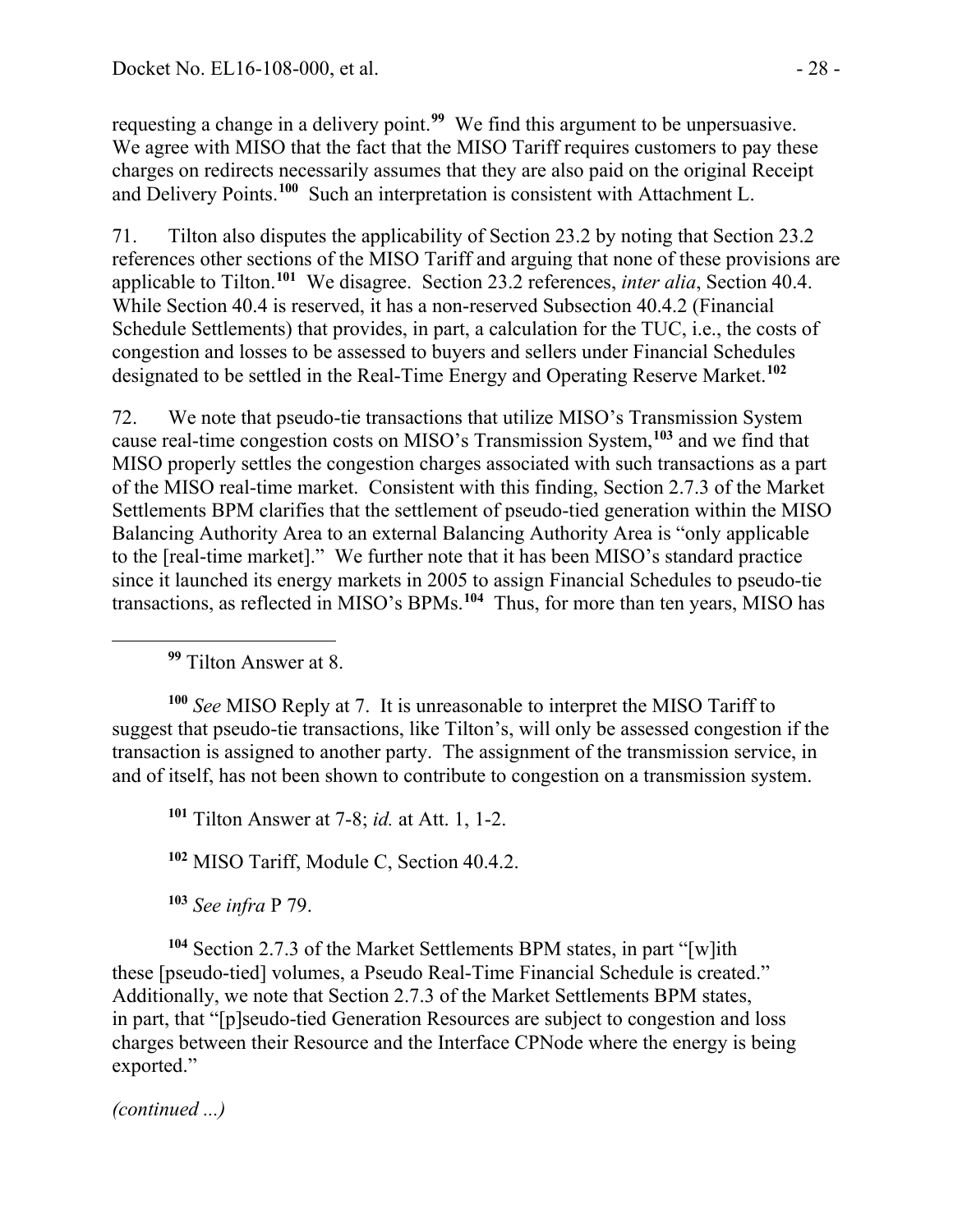requesting a change in a delivery point.[99] We find this argument to be unpersuasive. We agree with MISO that the fact that the MISO Tariff requires customers to pay these charges on redirects necessarily assumes that they are also paid on the original Receipt and Delivery Points.[100] Such an interpretation is consistent with Attachment L.

71. Tilton also disputes the applicability of Section 23.2 by noting that Section 23.2 references other sections of the MISO Tariff and arguing that none of these provisions are applicable to Tilton.[101] We disagree. Section 23.2 references, *inter alia*, Section 40.4. While Section 40.4 is reserved, it has a non-reserved Subsection 40.4.2 (Financial Schedule Settlements) that provides, in part, a calculation for the TUC, i.e., the costs of congestion and losses to be assessed to buyers and sellers under Financial Schedules designated to be settled in the Real-Time Energy and Operating Reserve Market.[102]

72. We note that pseudo-tie transactions that utilize MISO's Transmission System cause real-time congestion costs on MISO's Transmission System,[103] and we find that MISO properly settles the congestion charges associated with such transactions as a part of the MISO real-time market. Consistent with this finding, Section 2.7.3 of the Market Settlements BPM clarifies that the settlement of pseudo-tied generation within the MISO Balancing Authority Area to an external Balancing Authority Area is "only applicable to the [real-time market]." We further note that it has been MISO's standard practice since it launched its energy markets in 2005 to assign Financial Schedules to pseudo-tie transactions, as reflected in MISO's BPMs.[104] Thus, for more than ten years, MISO has

---

[99] Tilton Answer at 8.

[100] *See* MISO Reply at 7. It is unreasonable to interpret the MISO Tariff to suggest that pseudo-tie transactions, like Tilton's, will only be assessed congestion if the transaction is assigned to another party. The assignment of the transmission service, in and of itself, has not been shown to contribute to congestion on a transmission system.

[101] Tilton Answer at 7-8; *id.* at Att. 1, 1-2.

[102] MISO Tariff, Module C, Section 40.4.2.

[103] *See infra* P 79.

[104] Section 2.7.3 of the Market Settlements BPM states, in part "[w]ith these [pseudo-tied] volumes, a Pseudo Real-Time Financial Schedule is created." Additionally, we note that Section 2.7.3 of the Market Settlements BPM states, in part, that "[p]seudo-tied Generation Resources are subject to congestion and loss charges between their Resource and the Interface CPNode where the energy is being exported."

*(continued ...)*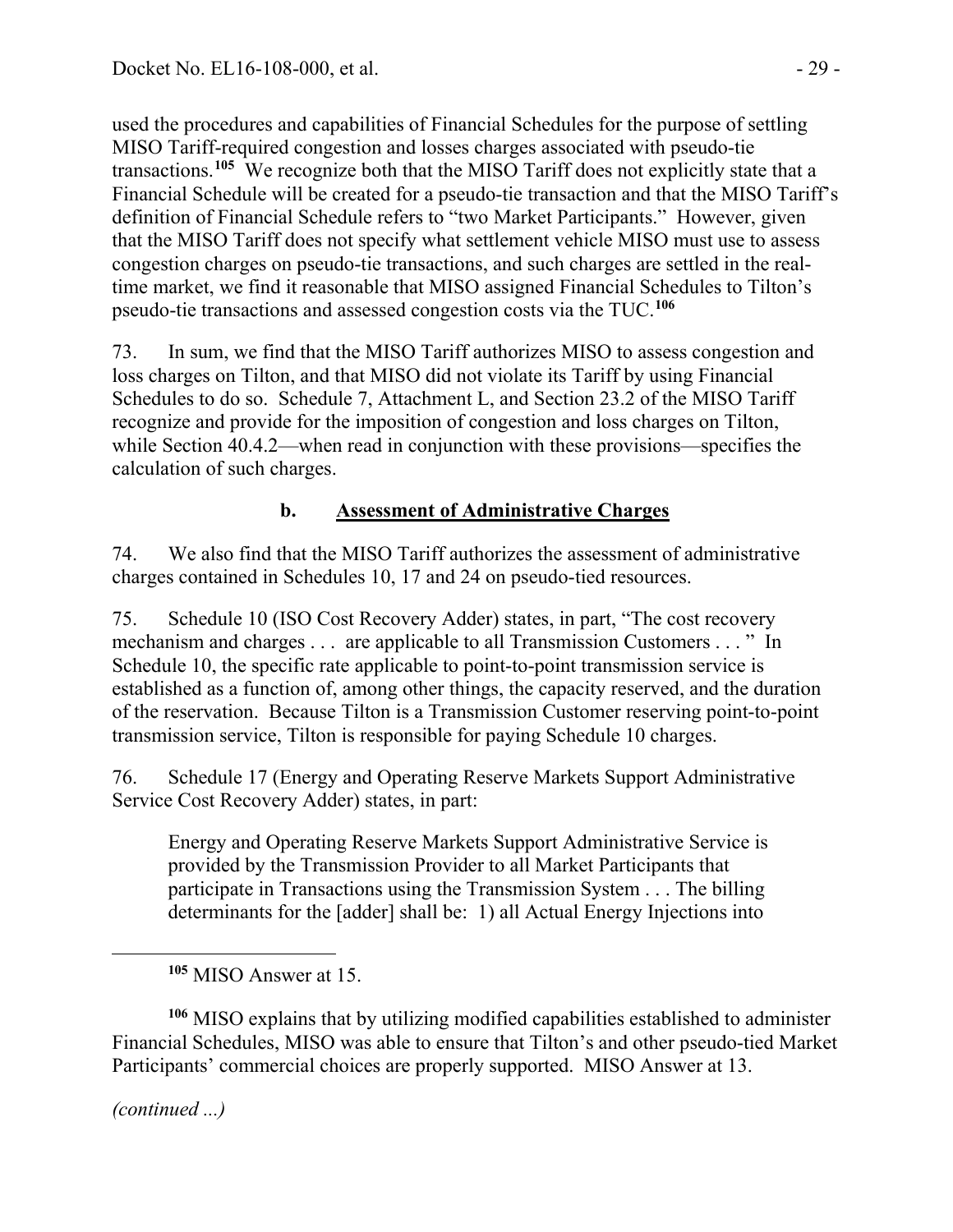used the procedures and capabilities of Financial Schedules for the purpose of settling MISO Tariff-required congestion and losses charges associated with pseudo-tie transactions.[105] We recognize both that the MISO Tariff does not explicitly state that a Financial Schedule will be created for a pseudo-tie transaction and that the MISO Tariff's definition of Financial Schedule refers to "two Market Participants." However, given that the MISO Tariff does not specify what settlement vehicle MISO must use to assess congestion charges on pseudo-tie transactions, and such charges are settled in the real-time market, we find it reasonable that MISO assigned Financial Schedules to Tilton's pseudo-tie transactions and assessed congestion costs via the TUC.[106]

73. In sum, we find that the MISO Tariff authorizes MISO to assess congestion and loss charges on Tilton, and that MISO did not violate its Tariff by using Financial Schedules to do so. Schedule 7, Attachment L, and Section 23.2 of the MISO Tariff recognize and provide for the imposition of congestion and loss charges on Tilton, while Section 40.4.2—when read in conjunction with these provisions—specifies the calculation of such charges.

### b. Assessment of Administrative Charges

74. We also find that the MISO Tariff authorizes the assessment of administrative charges contained in Schedules 10, 17 and 24 on pseudo-tied resources.

75. Schedule 10 (ISO Cost Recovery Adder) states, in part, "The cost recovery mechanism and charges . . . are applicable to all Transmission Customers . . . " In Schedule 10, the specific rate applicable to point-to-point transmission service is established as a function of, among other things, the capacity reserved, and the duration of the reservation. Because Tilton is a Transmission Customer reserving point-to-point transmission service, Tilton is responsible for paying Schedule 10 charges.

76. Schedule 17 (Energy and Operating Reserve Markets Support Administrative Service Cost Recovery Adder) states, in part:

> Energy and Operating Reserve Markets Support Administrative Service is provided by the Transmission Provider to all Market Participants that participate in Transactions using the Transmission System . . . The billing determinants for the [adder] shall be: 1) all Actual Energy Injections into

---

[105] MISO Answer at 15.

[106] MISO explains that by utilizing modified capabilities established to administer Financial Schedules, MISO was able to ensure that Tilton's and other pseudo-tied Market Participants' commercial choices are properly supported. MISO Answer at 13.

*(continued ...)*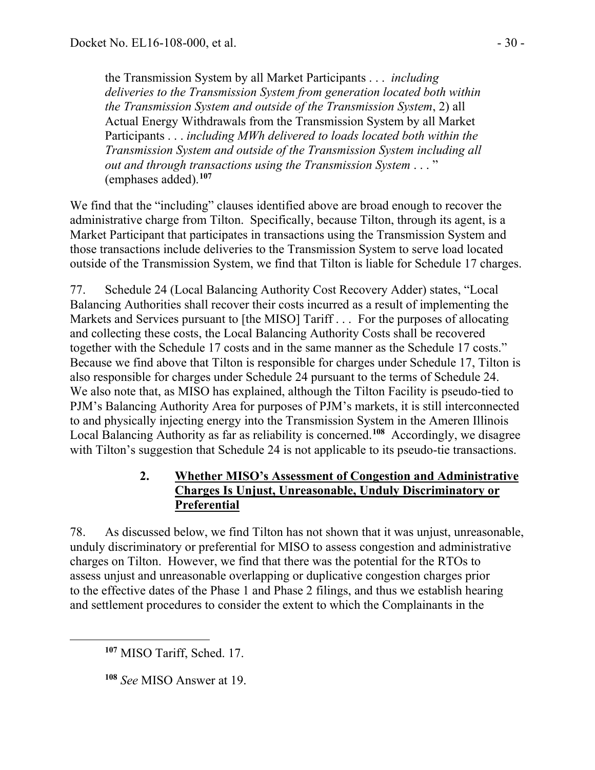the Transmission System by all Market Participants . . . *including deliveries to the Transmission System from generation located both within the Transmission System and outside of the Transmission System*, 2) all Actual Energy Withdrawals from the Transmission System by all Market Participants . . . *including MWh delivered to loads located both within the Transmission System and outside of the Transmission System including all out and through transactions using the Transmission System* . . . " (emphases added).[107]

We find that the "including" clauses identified above are broad enough to recover the administrative charge from Tilton. Specifically, because Tilton, through its agent, is a Market Participant that participates in transactions using the Transmission System and those transactions include deliveries to the Transmission System to serve load located outside of the Transmission System, we find that Tilton is liable for Schedule 17 charges.

77. Schedule 24 (Local Balancing Authority Cost Recovery Adder) states, "Local Balancing Authorities shall recover their costs incurred as a result of implementing the Markets and Services pursuant to [the MISO] Tariff . . . For the purposes of allocating and collecting these costs, the Local Balancing Authority Costs shall be recovered together with the Schedule 17 costs and in the same manner as the Schedule 17 costs." Because we find above that Tilton is responsible for charges under Schedule 17, Tilton is also responsible for charges under Schedule 24 pursuant to the terms of Schedule 24. We also note that, as MISO has explained, although the Tilton Facility is pseudo-tied to PJM's Balancing Authority Area for purposes of PJM's markets, it is still interconnected to and physically injecting energy into the Transmission System in the Ameren Illinois Local Balancing Authority as far as reliability is concerned.[108] Accordingly, we disagree with Tilton's suggestion that Schedule 24 is not applicable to its pseudo-tie transactions.

### 2. **Whether MISO's Assessment of Congestion and Administrative Charges Is Unjust, Unreasonable, Unduly Discriminatory or Preferential**

78. As discussed below, we find Tilton has not shown that it was unjust, unreasonable, unduly discriminatory or preferential for MISO to assess congestion and administrative charges on Tilton. However, we find that there was the potential for the RTOs to assess unjust and unreasonable overlapping or duplicative congestion charges prior to the effective dates of the Phase 1 and Phase 2 filings, and thus we establish hearing and settlement procedures to consider the extent to which the Complainants in the

---

[107] MISO Tariff, Sched. 17.

[108] *See* MISO Answer at 19.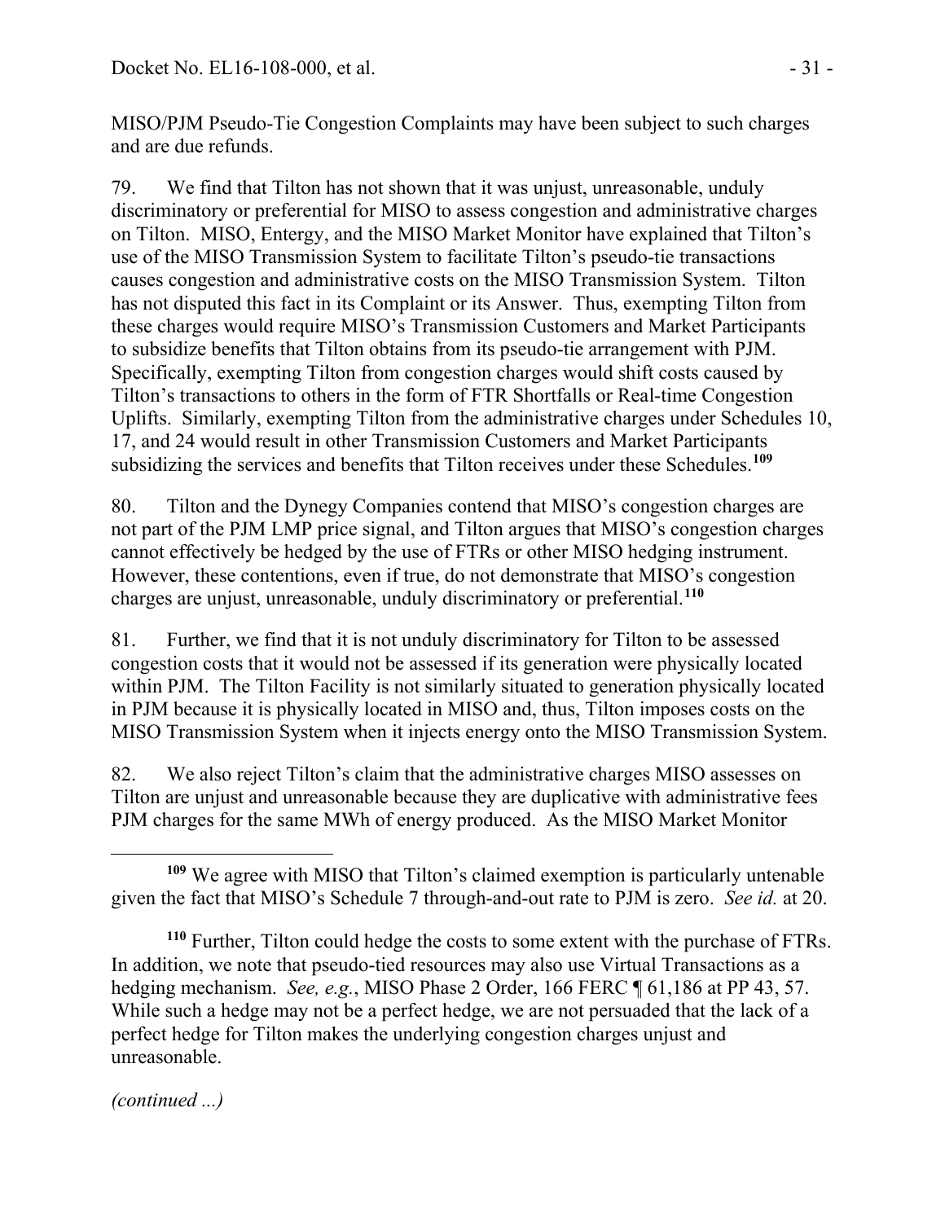MISO/PJM Pseudo-Tie Congestion Complaints may have been subject to such charges and are due refunds.

79. We find that Tilton has not shown that it was unjust, unreasonable, unduly discriminatory or preferential for MISO to assess congestion and administrative charges on Tilton. MISO, Entergy, and the MISO Market Monitor have explained that Tilton's use of the MISO Transmission System to facilitate Tilton's pseudo-tie transactions causes congestion and administrative costs on the MISO Transmission System. Tilton has not disputed this fact in its Complaint or its Answer. Thus, exempting Tilton from these charges would require MISO's Transmission Customers and Market Participants to subsidize benefits that Tilton obtains from its pseudo-tie arrangement with PJM. Specifically, exempting Tilton from congestion charges would shift costs caused by Tilton's transactions to others in the form of FTR Shortfalls or Real-time Congestion Uplifts. Similarly, exempting Tilton from the administrative charges under Schedules 10, 17, and 24 would result in other Transmission Customers and Market Participants subsidizing the services and benefits that Tilton receives under these Schedules.[109]

80. Tilton and the Dynegy Companies contend that MISO's congestion charges are not part of the PJM LMP price signal, and Tilton argues that MISO's congestion charges cannot effectively be hedged by the use of FTRs or other MISO hedging instrument. However, these contentions, even if true, do not demonstrate that MISO's congestion charges are unjust, unreasonable, unduly discriminatory or preferential.[110]

81. Further, we find that it is not unduly discriminatory for Tilton to be assessed congestion costs that it would not be assessed if its generation were physically located within PJM. The Tilton Facility is not similarly situated to generation physically located in PJM because it is physically located in MISO and, thus, Tilton imposes costs on the MISO Transmission System when it injects energy onto the MISO Transmission System.

82. We also reject Tilton's claim that the administrative charges MISO assesses on Tilton are unjust and unreasonable because they are duplicative with administrative fees PJM charges for the same MWh of energy produced. As the MISO Market Monitor

---

[109] We agree with MISO that Tilton's claimed exemption is particularly untenable given the fact that MISO's Schedule 7 through-and-out rate to PJM is zero. *See id.* at 20.

[110] Further, Tilton could hedge the costs to some extent with the purchase of FTRs. In addition, we note that pseudo-tied resources may also use Virtual Transactions as a hedging mechanism. *See, e.g.*, MISO Phase 2 Order, 166 FERC ¶ 61,186 at PP 43, 57. While such a hedge may not be a perfect hedge, we are not persuaded that the lack of a perfect hedge for Tilton makes the underlying congestion charges unjust and unreasonable.

*(continued ...)*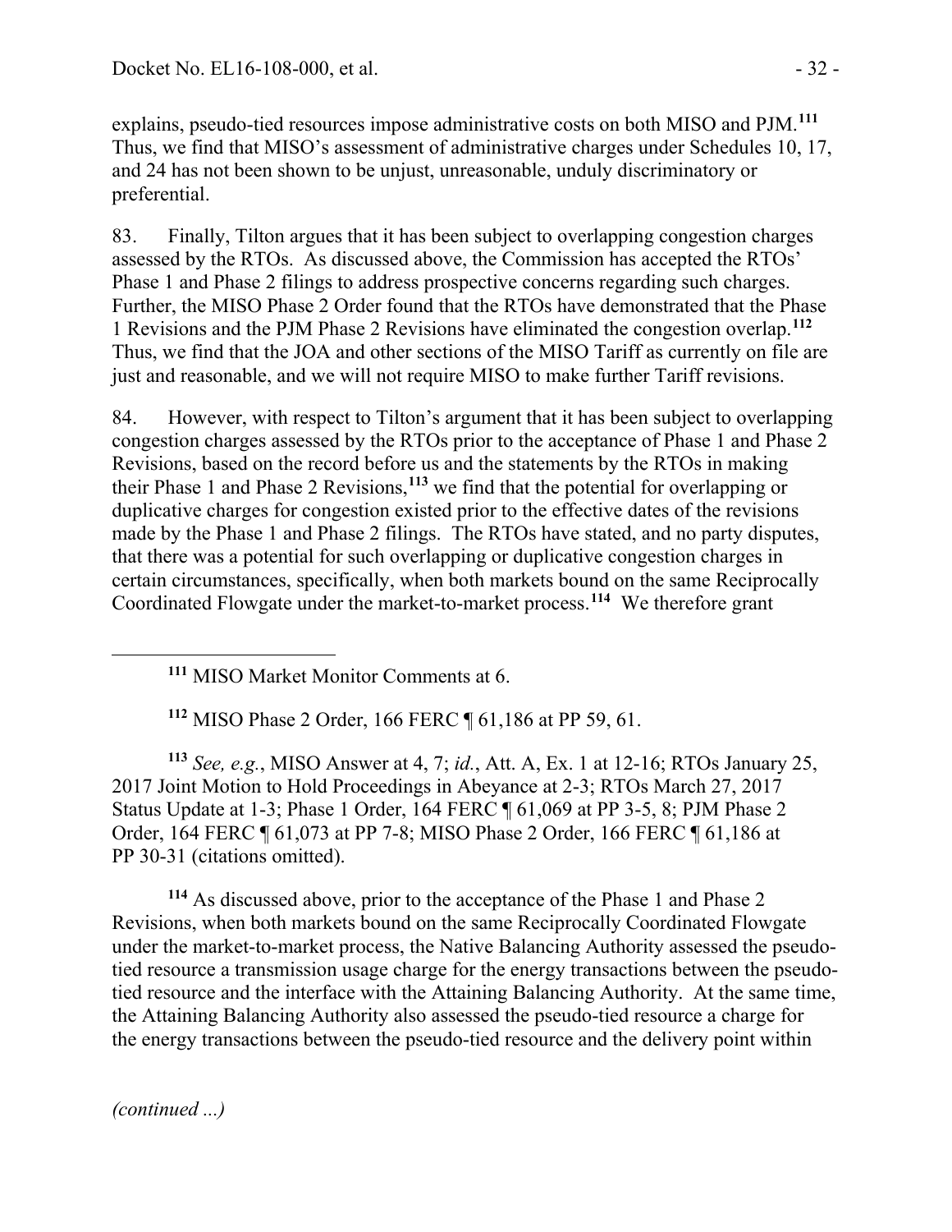explains, pseudo-tied resources impose administrative costs on both MISO and PJM.[111] Thus, we find that MISO's assessment of administrative charges under Schedules 10, 17, and 24 has not been shown to be unjust, unreasonable, unduly discriminatory or preferential.

83. Finally, Tilton argues that it has been subject to overlapping congestion charges assessed by the RTOs. As discussed above, the Commission has accepted the RTOs' Phase 1 and Phase 2 filings to address prospective concerns regarding such charges. Further, the MISO Phase 2 Order found that the RTOs have demonstrated that the Phase 1 Revisions and the PJM Phase 2 Revisions have eliminated the congestion overlap.[112] Thus, we find that the JOA and other sections of the MISO Tariff as currently on file are just and reasonable, and we will not require MISO to make further Tariff revisions.

84. However, with respect to Tilton's argument that it has been subject to overlapping congestion charges assessed by the RTOs prior to the acceptance of Phase 1 and Phase 2 Revisions, based on the record before us and the statements by the RTOs in making their Phase 1 and Phase 2 Revisions,[113] we find that the potential for overlapping or duplicative charges for congestion existed prior to the effective dates of the revisions made by the Phase 1 and Phase 2 filings. The RTOs have stated, and no party disputes, that there was a potential for such overlapping or duplicative congestion charges in certain circumstances, specifically, when both markets bound on the same Reciprocally Coordinated Flowgate under the market-to-market process.[114] We therefore grant

---

[111] MISO Market Monitor Comments at 6.

[112] MISO Phase 2 Order, 166 FERC ¶ 61,186 at PP 59, 61.

[113] *See, e.g.*, MISO Answer at 4, 7; *id.*, Att. A, Ex. 1 at 12-16; RTOs January 25, 2017 Joint Motion to Hold Proceedings in Abeyance at 2-3; RTOs March 27, 2017 Status Update at 1-3; Phase 1 Order, 164 FERC ¶ 61,069 at PP 3-5, 8; PJM Phase 2 Order, 164 FERC ¶ 61,073 at PP 7-8; MISO Phase 2 Order, 166 FERC ¶ 61,186 at PP 30-31 (citations omitted).

[114] As discussed above, prior to the acceptance of the Phase 1 and Phase 2 Revisions, when both markets bound on the same Reciprocally Coordinated Flowgate under the market-to-market process, the Native Balancing Authority assessed the pseudo-tied resource a transmission usage charge for the energy transactions between the pseudo-tied resource and the interface with the Attaining Balancing Authority. At the same time, the Attaining Balancing Authority also assessed the pseudo-tied resource a charge for the energy transactions between the pseudo-tied resource and the delivery point within

*(continued ...)*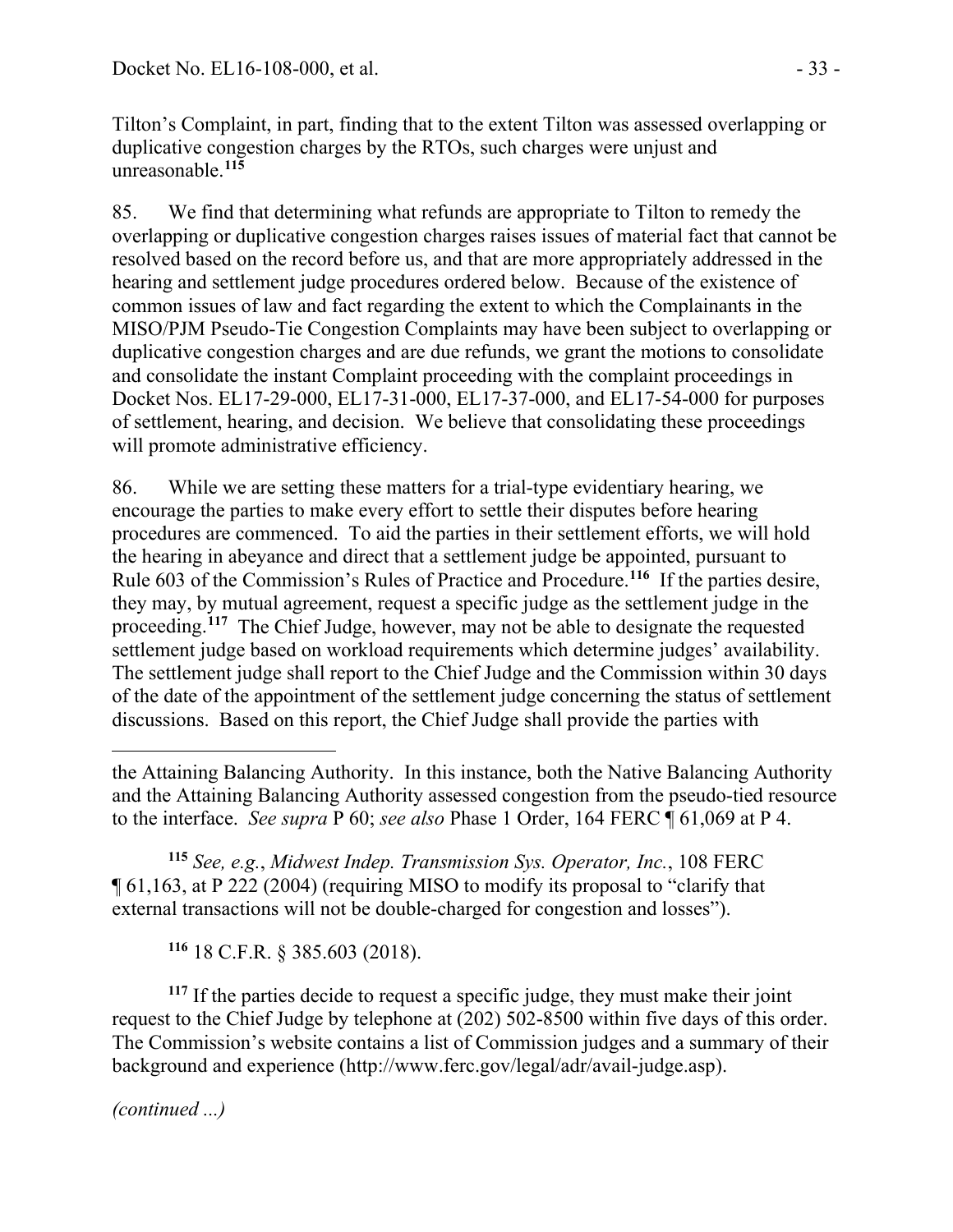Tilton's Complaint, in part, finding that to the extent Tilton was assessed overlapping or duplicative congestion charges by the RTOs, such charges were unjust and unreasonable.[115]

85. We find that determining what refunds are appropriate to Tilton to remedy the overlapping or duplicative congestion charges raises issues of material fact that cannot be resolved based on the record before us, and that are more appropriately addressed in the hearing and settlement judge procedures ordered below. Because of the existence of common issues of law and fact regarding the extent to which the Complainants in the MISO/PJM Pseudo-Tie Congestion Complaints may have been subject to overlapping or duplicative congestion charges and are due refunds, we grant the motions to consolidate and consolidate the instant Complaint proceeding with the complaint proceedings in Docket Nos. EL17-29-000, EL17-31-000, EL17-37-000, and EL17-54-000 for purposes of settlement, hearing, and decision. We believe that consolidating these proceedings will promote administrative efficiency.

86. While we are setting these matters for a trial-type evidentiary hearing, we encourage the parties to make every effort to settle their disputes before hearing procedures are commenced. To aid the parties in their settlement efforts, we will hold the hearing in abeyance and direct that a settlement judge be appointed, pursuant to Rule 603 of the Commission's Rules of Practice and Procedure.[116] If the parties desire, they may, by mutual agreement, request a specific judge as the settlement judge in the proceeding.[117] The Chief Judge, however, may not be able to designate the requested settlement judge based on workload requirements which determine judges' availability. The settlement judge shall report to the Chief Judge and the Commission within 30 days of the date of the appointment of the settlement judge concerning the status of settlement discussions. Based on this report, the Chief Judge shall provide the parties with

---

the Attaining Balancing Authority. In this instance, both the Native Balancing Authority and the Attaining Balancing Authority assessed congestion from the pseudo-tied resource to the interface. *See supra* P 60; *see also* Phase 1 Order, 164 FERC ¶ 61,069 at P 4.

[115] *See, e.g.*, *Midwest Indep. Transmission Sys. Operator, Inc.*, 108 FERC ¶ 61,163, at P 222 (2004) (requiring MISO to modify its proposal to "clarify that external transactions will not be double-charged for congestion and losses").

[116] 18 C.F.R. § 385.603 (2018).

[117] If the parties decide to request a specific judge, they must make their joint request to the Chief Judge by telephone at (202) 502-8500 within five days of this order. The Commission's website contains a list of Commission judges and a summary of their background and experience (http://www.ferc.gov/legal/adr/avail-judge.asp).

*(continued ...)*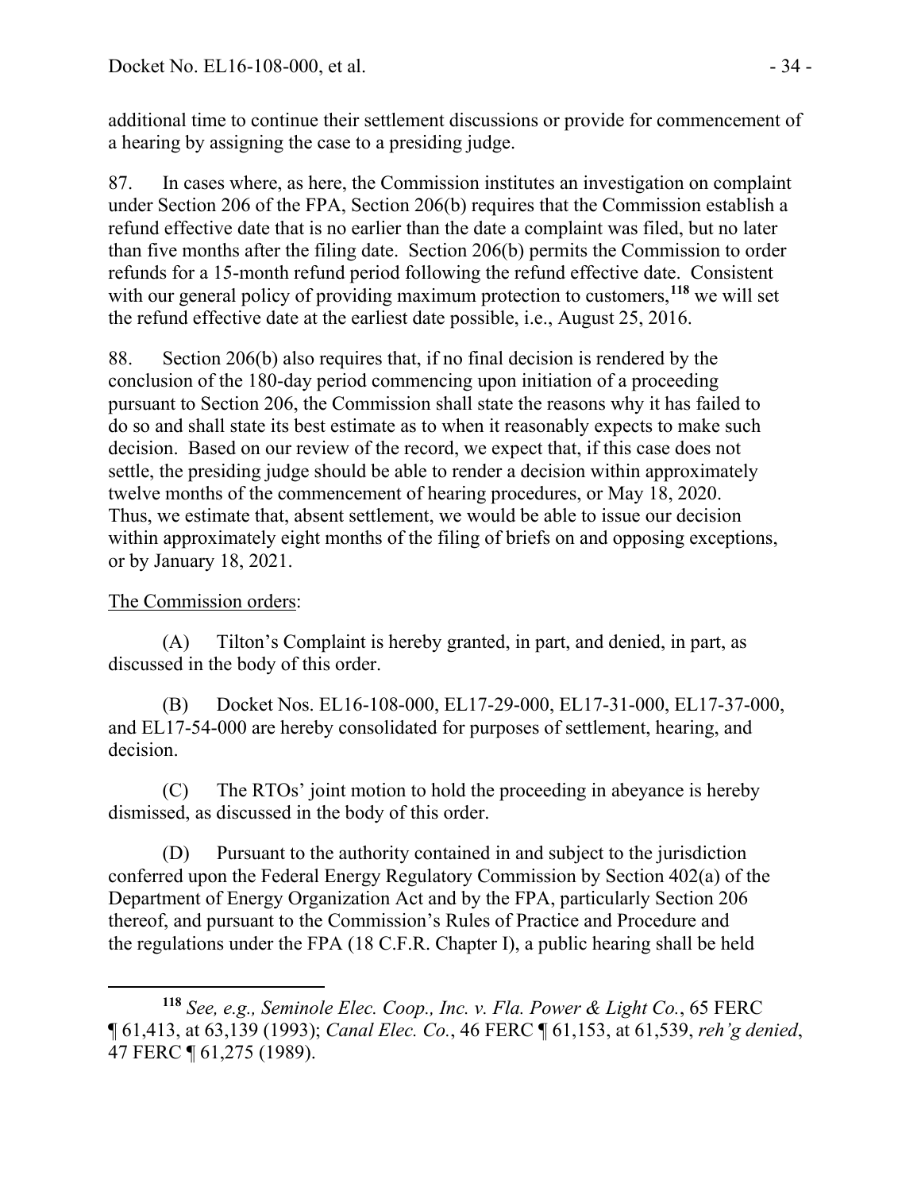additional time to continue their settlement discussions or provide for commencement of a hearing by assigning the case to a presiding judge.

87. In cases where, as here, the Commission institutes an investigation on complaint under Section 206 of the FPA, Section 206(b) requires that the Commission establish a refund effective date that is no earlier than the date a complaint was filed, but no later than five months after the filing date. Section 206(b) permits the Commission to order refunds for a 15-month refund period following the refund effective date. Consistent with our general policy of providing maximum protection to customers,[118] we will set the refund effective date at the earliest date possible, i.e., August 25, 2016.

88. Section 206(b) also requires that, if no final decision is rendered by the conclusion of the 180-day period commencing upon initiation of a proceeding pursuant to Section 206, the Commission shall state the reasons why it has failed to do so and shall state its best estimate as to when it reasonably expects to make such decision. Based on our review of the record, we expect that, if this case does not settle, the presiding judge should be able to render a decision within approximately twelve months of the commencement of hearing procedures, or May 18, 2020. Thus, we estimate that, absent settlement, we would be able to issue our decision within approximately eight months of the filing of briefs on and opposing exceptions, or by January 18, 2021.

The Commission orders:

(A) Tilton's Complaint is hereby granted, in part, and denied, in part, as discussed in the body of this order.

(B) Docket Nos. EL16-108-000, EL17-29-000, EL17-31-000, EL17-37-000, and EL17-54-000 are hereby consolidated for purposes of settlement, hearing, and decision.

(C) The RTOs' joint motion to hold the proceeding in abeyance is hereby dismissed, as discussed in the body of this order.

(D) Pursuant to the authority contained in and subject to the jurisdiction conferred upon the Federal Energy Regulatory Commission by Section 402(a) of the Department of Energy Organization Act and by the FPA, particularly Section 206 thereof, and pursuant to the Commission's Rules of Practice and Procedure and the regulations under the FPA (18 C.F.R. Chapter I), a public hearing shall be held

---

[118] *See, e.g., Seminole Elec. Coop., Inc. v. Fla. Power & Light Co.*, 65 FERC ¶ 61,413, at 63,139 (1993); *Canal Elec. Co.*, 46 FERC ¶ 61,153, at 61,539, *reh'g denied*, 47 FERC ¶ 61,275 (1989).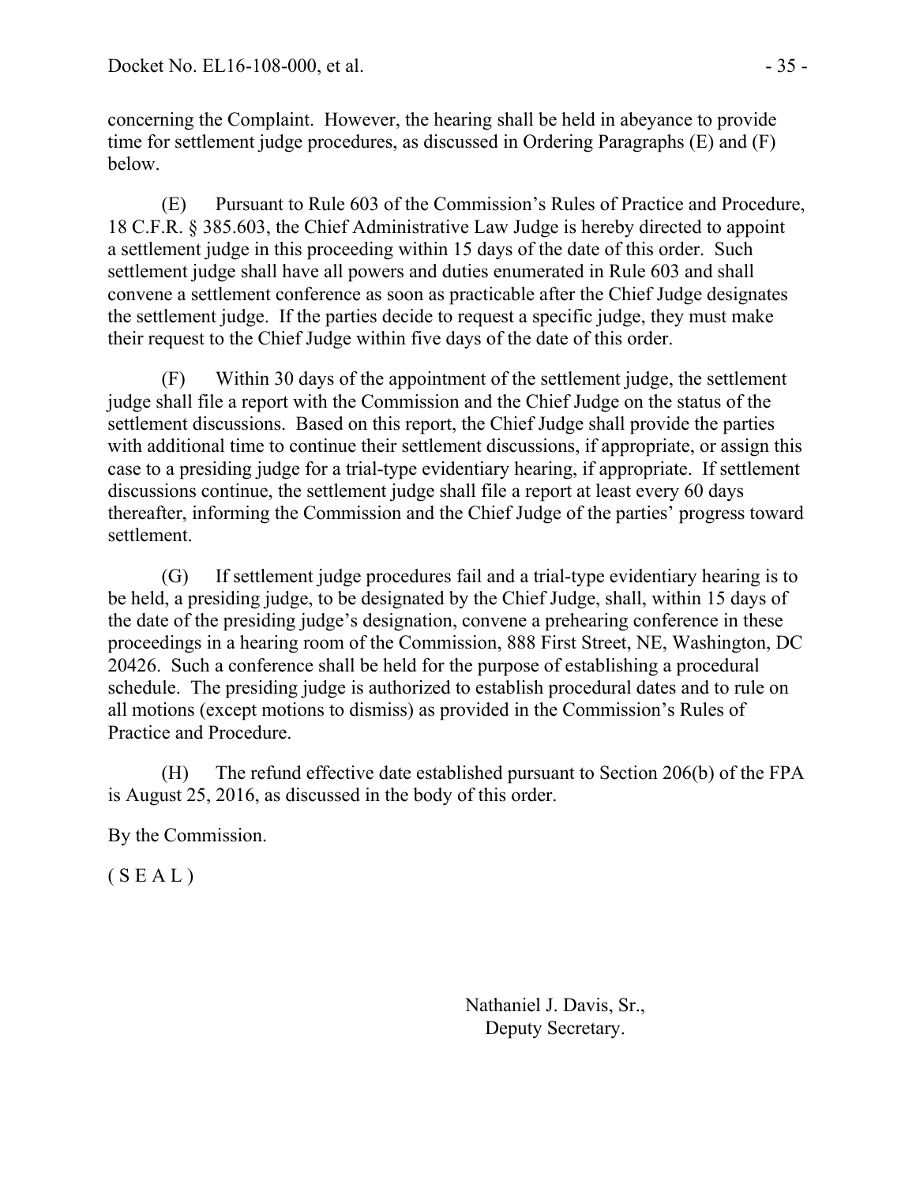concerning the Complaint. However, the hearing shall be held in abeyance to provide time for settlement judge procedures, as discussed in Ordering Paragraphs (E) and (F) below.

(E) Pursuant to Rule 603 of the Commission's Rules of Practice and Procedure, 18 C.F.R. § 385.603, the Chief Administrative Law Judge is hereby directed to appoint a settlement judge in this proceeding within 15 days of the date of this order. Such settlement judge shall have all powers and duties enumerated in Rule 603 and shall convene a settlement conference as soon as practicable after the Chief Judge designates the settlement judge. If the parties decide to request a specific judge, they must make their request to the Chief Judge within five days of the date of this order.

(F) Within 30 days of the appointment of the settlement judge, the settlement judge shall file a report with the Commission and the Chief Judge on the status of the settlement discussions. Based on this report, the Chief Judge shall provide the parties with additional time to continue their settlement discussions, if appropriate, or assign this case to a presiding judge for a trial-type evidentiary hearing, if appropriate. If settlement discussions continue, the settlement judge shall file a report at least every 60 days thereafter, informing the Commission and the Chief Judge of the parties' progress toward settlement.

(G) If settlement judge procedures fail and a trial-type evidentiary hearing is to be held, a presiding judge, to be designated by the Chief Judge, shall, within 15 days of the date of the presiding judge's designation, convene a prehearing conference in these proceedings in a hearing room of the Commission, 888 First Street, NE, Washington, DC 20426. Such a conference shall be held for the purpose of establishing a procedural schedule. The presiding judge is authorized to establish procedural dates and to rule on all motions (except motions to dismiss) as provided in the Commission's Rules of Practice and Procedure.

(H) The refund effective date established pursuant to Section 206(b) of the FPA is August 25, 2016, as discussed in the body of this order.

By the Commission.

( S E A L )

Nathaniel J. Davis, Sr.,
Deputy Secretary.